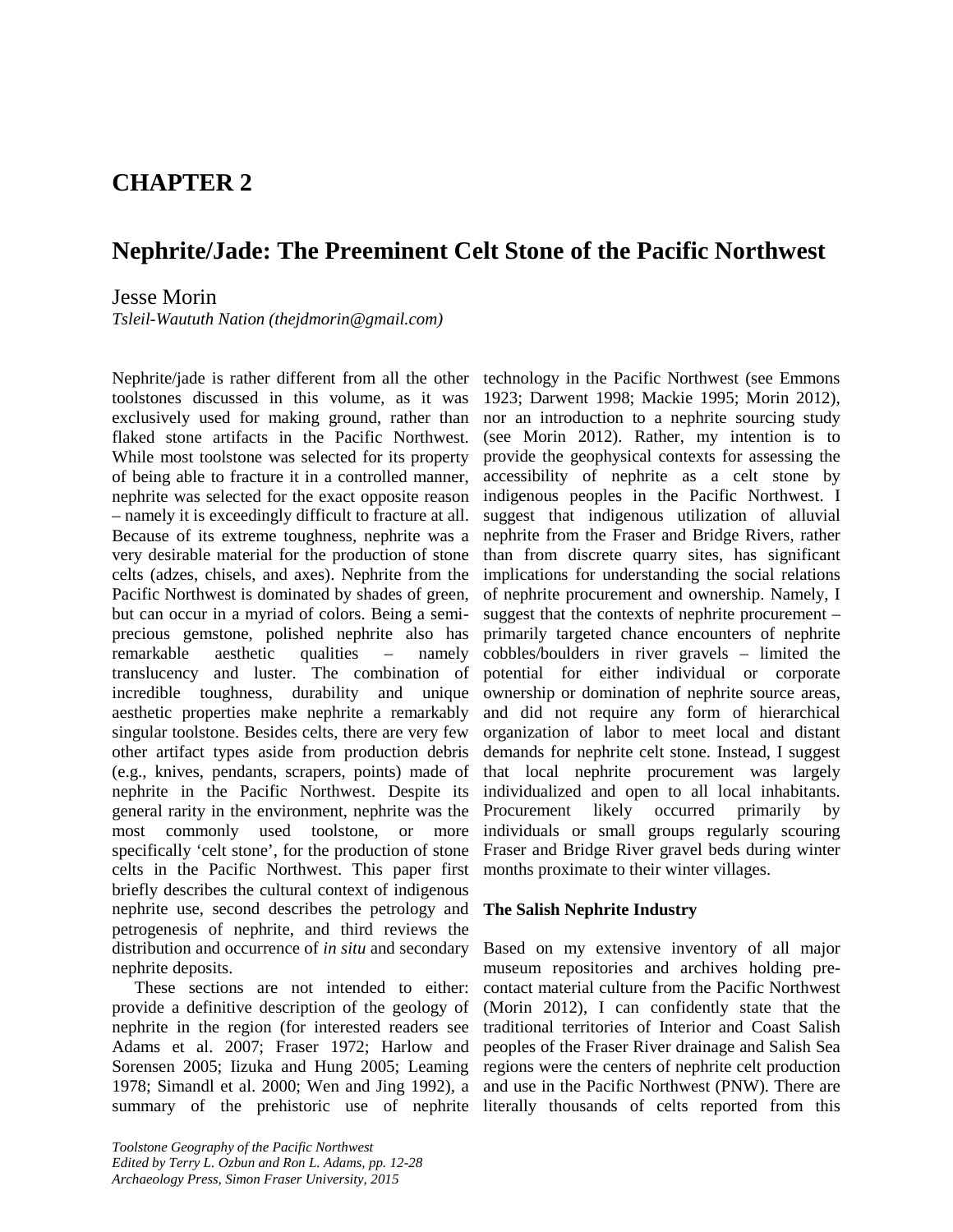# CHAPTER 2

# Nephrite/Jade: The Preeminent Celt Stone of the Pacific Northwest

Jesse Morin

*Tsleil-Waututh Nation (thejdmorin@gmail.com)*

Nephrite/jade is rather different from all the other toolstones discussed in this volume, as it was exclusively used for making ground, rather than flaked stone artifacts in the Pacific Northwest. While most toolstone was selected for its property of being able to fracture it in a controlled manner, nephrite was selected for the exact opposite reason – namely it is exceedingly difficult to fracture at all. Because of its extreme toughness, nephrite was a very desirable material for the production of stone celts (adzes, chisels, and axes). Nephrite from the Pacific Northwest is dominated by shades of green, but can occur in a myriad of colors. Being a semi-precious gemstone, polished nephrite also has remarkable aesthetic qualities – namely translucency and luster. The combination of incredible toughness, durability and unique aesthetic properties make nephrite a remarkably singular toolstone. Besides celts, there are very few other artifact types aside from production debris (e.g., knives, pendants, scrapers, points) made of nephrite in the Pacific Northwest. Despite its general rarity in the environment, nephrite was the most commonly used toolstone, or more specifically 'celt stone', for the production of stone celts in the Pacific Northwest. This paper first briefly describes the cultural context of indigenous nephrite use, second describes the petrology and petrogenesis of nephrite, and third reviews the distribution and occurrence of *in situ* and secondary nephrite deposits.

These sections are not intended to either: provide a definitive description of the geology of nephrite in the region (for interested readers see Adams et al. 2007; Fraser 1972; Harlow and Sorensen 2005; Iizuka and Hung 2005; Leaming 1978; Simandl et al. 2000; Wen and Jing 1992), a summary of the prehistoric use of nephrite technology in the Pacific Northwest (see Emmons 1923; Darwent 1998; Mackie 1995; Morin 2012), nor an introduction to a nephrite sourcing study (see Morin 2012). Rather, my intention is to provide the geophysical contexts for assessing the accessibility of nephrite as a celt stone by indigenous peoples in the Pacific Northwest. I suggest that indigenous utilization of alluvial nephrite from the Fraser and Bridge Rivers, rather than from discrete quarry sites, has significant implications for understanding the social relations of nephrite procurement and ownership. Namely, I suggest that the contexts of nephrite procurement – primarily targeted chance encounters of nephrite cobbles/boulders in river gravels – limited the potential for either individual or corporate ownership or domination of nephrite source areas, and did not require any form of hierarchical organization of labor to meet local and distant demands for nephrite celt stone. Instead, I suggest that local nephrite procurement was largely individualized and open to all local inhabitants. Procurement likely occurred primarily by individuals or small groups regularly scouring Fraser and Bridge River gravel beds during winter months proximate to their winter villages.

## The Salish Nephrite Industry

Based on my extensive inventory of all major museum repositories and archives holding pre-contact material culture from the Pacific Northwest (Morin 2012), I can confidently state that the traditional territories of Interior and Coast Salish peoples of the Fraser River drainage and Salish Sea regions were the centers of nephrite celt production and use in the Pacific Northwest (PNW). There are literally thousands of celts reported from this

*Toolstone Geography of the Pacific Northwest*
*Edited by Terry L. Ozbun and Ron L. Adams, pp. 12-28*
*Archaeology Press, Simon Fraser University, 2015*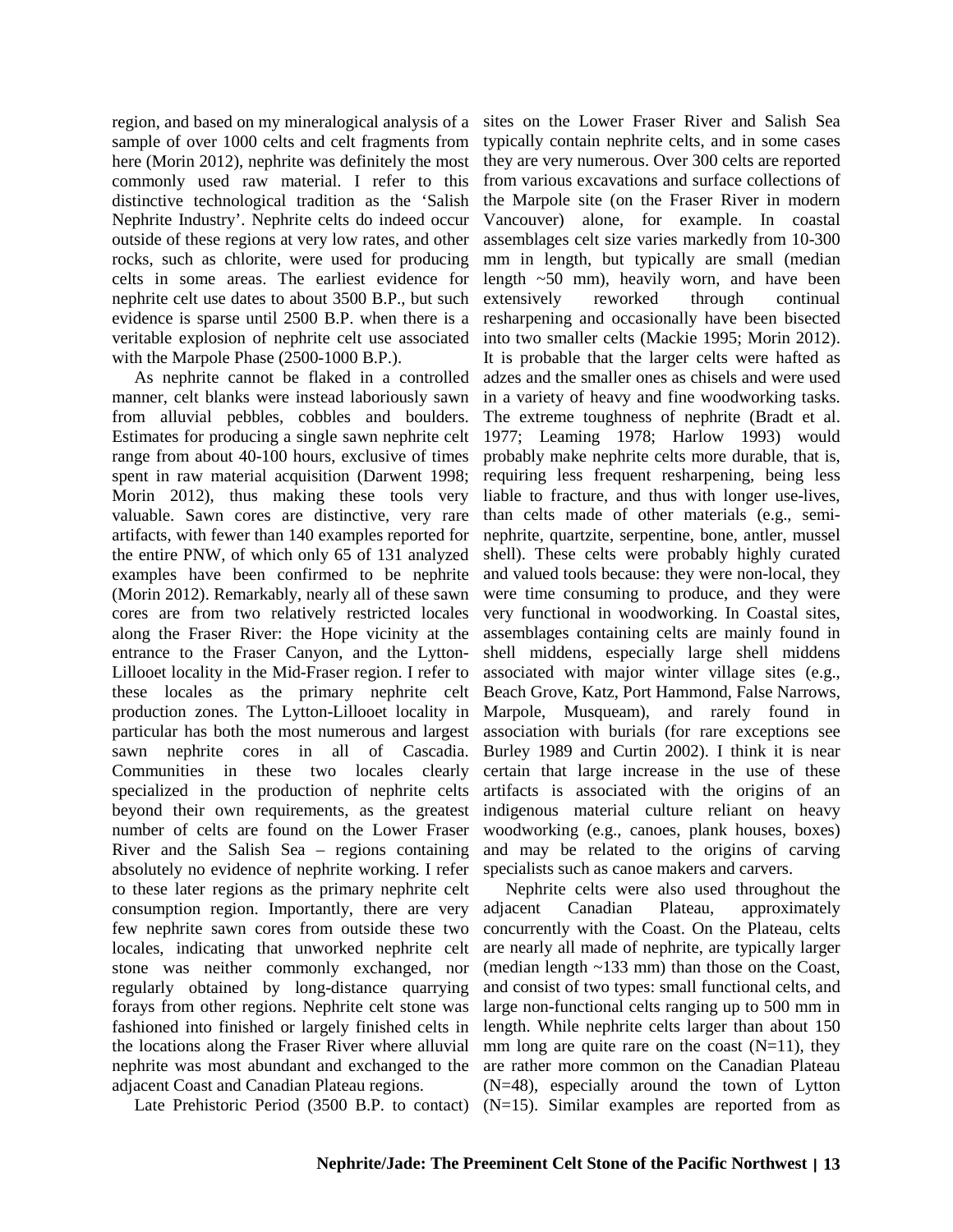region, and based on my mineralogical analysis of a sample of over 1000 celts and celt fragments from here (Morin 2012), nephrite was definitely the most commonly used raw material. I refer to this distinctive technological tradition as the 'Salish Nephrite Industry'. Nephrite celts do indeed occur outside of these regions at very low rates, and other rocks, such as chlorite, were used for producing celts in some areas. The earliest evidence for nephrite celt use dates to about 3500 B.P., but such evidence is sparse until 2500 B.P. when there is a veritable explosion of nephrite celt use associated with the Marpole Phase (2500-1000 B.P.).

As nephrite cannot be flaked in a controlled manner, celt blanks were instead laboriously sawn from alluvial pebbles, cobbles and boulders. Estimates for producing a single sawn nephrite celt range from about 40-100 hours, exclusive of times spent in raw material acquisition (Darwent 1998; Morin 2012), thus making these tools very valuable. Sawn cores are distinctive, very rare artifacts, with fewer than 140 examples reported for the entire PNW, of which only 65 of 131 analyzed examples have been confirmed to be nephrite (Morin 2012). Remarkably, nearly all of these sawn cores are from two relatively restricted locales along the Fraser River: the Hope vicinity at the entrance to the Fraser Canyon, and the Lytton-Lillooet locality in the Mid-Fraser region. I refer to these locales as the primary nephrite celt production zones. The Lytton-Lillooet locality in particular has both the most numerous and largest sawn nephrite cores in all of Cascadia. Communities in these two locales clearly specialized in the production of nephrite celts beyond their own requirements, as the greatest number of celts are found on the Lower Fraser River and the Salish Sea – regions containing absolutely no evidence of nephrite working. I refer to these later regions as the primary nephrite celt consumption region. Importantly, there are very few nephrite sawn cores from outside these two locales, indicating that unworked nephrite celt stone was neither commonly exchanged, nor regularly obtained by long-distance quarrying forays from other regions. Nephrite celt stone was fashioned into finished or largely finished celts in the locations along the Fraser River where alluvial nephrite was most abundant and exchanged to the adjacent Coast and Canadian Plateau regions.

Late Prehistoric Period (3500 B.P. to contact) sites on the Lower Fraser River and Salish Sea typically contain nephrite celts, and in some cases they are very numerous. Over 300 celts are reported from various excavations and surface collections of the Marpole site (on the Fraser River in modern Vancouver) alone, for example. In coastal assemblages celt size varies markedly from 10-300 mm in length, but typically are small (median length ~50 mm), heavily worn, and have been extensively reworked through continual resharpening and occasionally have been bisected into two smaller celts (Mackie 1995; Morin 2012). It is probable that the larger celts were hafted as adzes and the smaller ones as chisels and were used in a variety of heavy and fine woodworking tasks. The extreme toughness of nephrite (Bradt et al. 1977; Leaming 1978; Harlow 1993) would probably make nephrite celts more durable, that is, requiring less frequent resharpening, being less liable to fracture, and thus with longer use-lives, than celts made of other materials (e.g., semi-nephrite, quartzite, serpentine, bone, antler, mussel shell). These celts were probably highly curated and valued tools because: they were non-local, they were time consuming to produce, and they were very functional in woodworking. In Coastal sites, assemblages containing celts are mainly found in shell middens, especially large shell middens associated with major winter village sites (e.g., Beach Grove, Katz, Port Hammond, False Narrows, Marpole, Musqueam), and rarely found in association with burials (for rare exceptions see Burley 1989 and Curtin 2002). I think it is near certain that large increase in the use of these artifacts is associated with the origins of an indigenous material culture reliant on heavy woodworking (e.g., canoes, plank houses, boxes) and may be related to the origins of carving specialists such as canoe makers and carvers.

Nephrite celts were also used throughout the adjacent Canadian Plateau, approximately concurrently with the Coast. On the Plateau, celts are nearly all made of nephrite, are typically larger (median length ~133 mm) than those on the Coast, and consist of two types: small functional celts, and large non-functional celts ranging up to 500 mm in length. While nephrite celts larger than about 150 mm long are quite rare on the coast (N=11), they are rather more common on the Canadian Plateau (N=48), especially around the town of Lytton (N=15). Similar examples are reported from as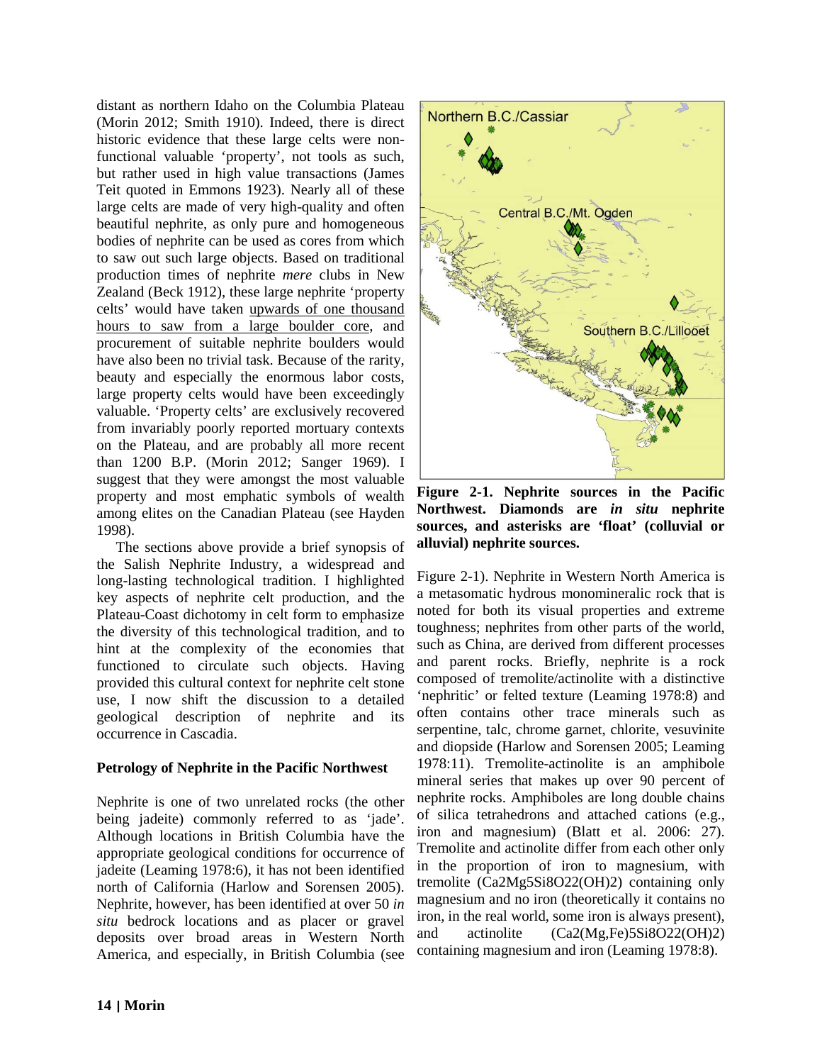distant as northern Idaho on the Columbia Plateau (Morin 2012; Smith 1910). Indeed, there is direct historic evidence that these large celts were non-functional valuable 'property', not tools as such, but rather used in high value transactions (James Teit quoted in Emmons 1923). Nearly all of these large celts are made of very high-quality and often beautiful nephrite, as only pure and homogeneous bodies of nephrite can be used as cores from which to saw out such large objects. Based on traditional production times of nephrite *mere* clubs in New Zealand (Beck 1912), these large nephrite 'property celts' would have taken upwards of one thousand hours to saw from a large boulder core, and procurement of suitable nephrite boulders would have also been no trivial task. Because of the rarity, beauty and especially the enormous labor costs, large property celts would have been exceedingly valuable. 'Property celts' are exclusively recovered from invariably poorly reported mortuary contexts on the Plateau, and are probably all more recent than 1200 B.P. (Morin 2012; Sanger 1969). I suggest that they were amongst the most valuable property and most emphatic symbols of wealth among elites on the Canadian Plateau (see Hayden 1998).

The sections above provide a brief synopsis of the Salish Nephrite Industry, a widespread and long-lasting technological tradition. I highlighted key aspects of nephrite celt production, and the Plateau-Coast dichotomy in celt form to emphasize the diversity of this technological tradition, and to hint at the complexity of the economies that functioned to circulate such objects. Having provided this cultural context for nephrite celt stone use, I now shift the discussion to a detailed geological description of nephrite and its occurrence in Cascadia.

## Petrology of Nephrite in the Pacific Northwest

Nephrite is one of two unrelated rocks (the other being jadeite) commonly referred to as 'jade'. Although locations in British Columbia have the appropriate geological conditions for occurrence of jadeite (Leaming 1978:6), it has not been identified north of California (Harlow and Sorensen 2005). Nephrite, however, has been identified at over 50 *in situ* bedrock locations and as placer or gravel deposits over broad areas in Western North America, and especially, in British Columbia (see Figure 2-1). Nephrite in Western North America is a metasomatic hydrous monomineralic rock that is noted for both its visual properties and extreme toughness; nephrites from other parts of the world, such as China, are derived from different processes and parent rocks. Briefly, nephrite is a rock composed of tremolite/actinolite with a distinctive 'nephritic' or felted texture (Leaming 1978:8) and often contains other trace minerals such as serpentine, talc, chrome garnet, chlorite, vesuvinite and diopside (Harlow and Sorensen 2005; Leaming 1978:11). Tremolite-actinolite is an amphibole mineral series that makes up over 90 percent of nephrite rocks. Amphiboles are long double chains of silica tetrahedrons and attached cations (e.g., iron and magnesium) (Blatt et al. 2006: 27). Tremolite and actinolite differ from each other only in the proportion of iron to magnesium, with tremolite ($Ca_2Mg_5Si_8O_{22}(OH)_2$) containing only magnesium and no iron (theoretically it contains no iron, in the real world, some iron is always present), and actinolite ($Ca_2(Mg,Fe)_5Si_8O_{22}(OH)_2$) containing magnesium and iron (Leaming 1978:8).

**Figure 2-1. Nephrite sources in the Pacific Northwest. Diamonds are *in situ* nephrite sources, and asterisks are 'float' (colluvial or alluvial) nephrite sources.**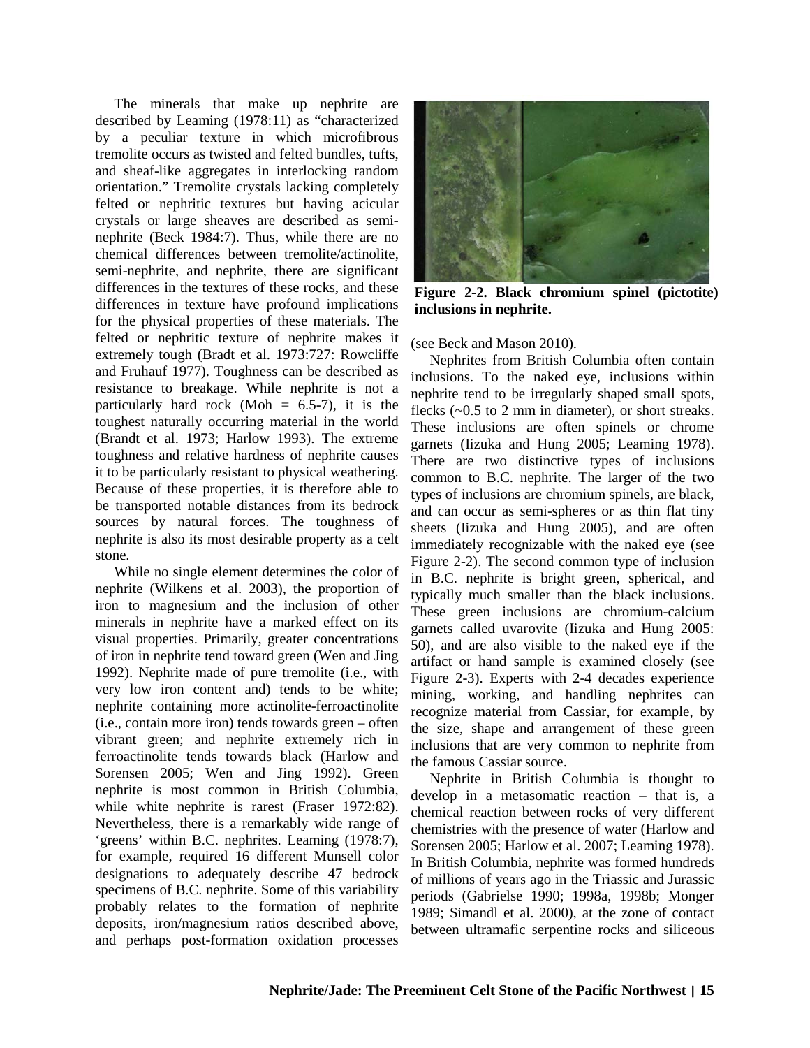The minerals that make up nephrite are described by Leaming (1978:11) as "characterized by a peculiar texture in which microfibrous tremolite occurs as twisted and felted bundles, tufts, and sheaf-like aggregates in interlocking random orientation." Tremolite crystals lacking completely felted or nephritic textures but having acicular crystals or large sheaves are described as semi-nephrite (Beck 1984:7). Thus, while there are no chemical differences between tremolite/actinolite, semi-nephrite, and nephrite, there are significant differences in the textures of these rocks, and these differences in texture have profound implications for the physical properties of these materials. The felted or nephritic texture of nephrite makes it extremely tough (Bradt et al. 1973:727: Rowcliffe and Fruhauf 1977). Toughness can be described as resistance to breakage. While nephrite is not a particularly hard rock (Moh = 6.5-7), it is the toughest naturally occurring material in the world (Brandt et al. 1973; Harlow 1993). The extreme toughness and relative hardness of nephrite causes it to be particularly resistant to physical weathering. Because of these properties, it is therefore able to be transported notable distances from its bedrock sources by natural forces. The toughness of nephrite is also its most desirable property as a celt stone.

While no single element determines the color of nephrite (Wilkens et al. 2003), the proportion of iron to magnesium and the inclusion of other minerals in nephrite have a marked effect on its visual properties. Primarily, greater concentrations of iron in nephrite tend toward green (Wen and Jing 1992). Nephrite made of pure tremolite (i.e., with very low iron content and) tends to be white; nephrite containing more actinolite-ferroactinolite (i.e., contain more iron) tends towards green – often vibrant green; and nephrite extremely rich in ferroactinolite tends towards black (Harlow and Sorensen 2005; Wen and Jing 1992). Green nephrite is most common in British Columbia, while white nephrite is rarest (Fraser 1972:82). Nevertheless, there is a remarkably wide range of 'greens' within B.C. nephrites. Leaming (1978:7), for example, required 16 different Munsell color designations to adequately describe 47 bedrock specimens of B.C. nephrite. Some of this variability probably relates to the formation of nephrite deposits, iron/magnesium ratios described above, and perhaps post-formation oxidation processes (see Beck and Mason 2010).

**Figure 2-2. Black chromium spinel (pictotite) inclusions in nephrite.**

Nephrites from British Columbia often contain inclusions. To the naked eye, inclusions within nephrite tend to be irregularly shaped small spots, flecks (~0.5 to 2 mm in diameter), or short streaks. These inclusions are often spinels or chrome garnets (Iizuka and Hung 2005; Leaming 1978). There are two distinctive types of inclusions common to B.C. nephrite. The larger of the two types of inclusions are chromium spinels, are black, and can occur as semi-spheres or as thin flat tiny sheets (Iizuka and Hung 2005), and are often immediately recognizable with the naked eye (see Figure 2-2). The second common type of inclusion in B.C. nephrite is bright green, spherical, and typically much smaller than the black inclusions. These green inclusions are chromium-calcium garnets called uvarovite (Iizuka and Hung 2005: 50), and are also visible to the naked eye if the artifact or hand sample is examined closely (see Figure 2-3). Experts with 2-4 decades experience mining, working, and handling nephrites can recognize material from Cassiar, for example, by the size, shape and arrangement of these green inclusions that are very common to nephrite from the famous Cassiar source.

Nephrite in British Columbia is thought to develop in a metasomatic reaction – that is, a chemical reaction between rocks of very different chemistries with the presence of water (Harlow and Sorensen 2005; Harlow et al. 2007; Leaming 1978). In British Columbia, nephrite was formed hundreds of millions of years ago in the Triassic and Jurassic periods (Gabrielse 1990; 1998a, 1998b; Monger 1989; Simandl et al. 2000), at the zone of contact between ultramafic serpentine rocks and siliceous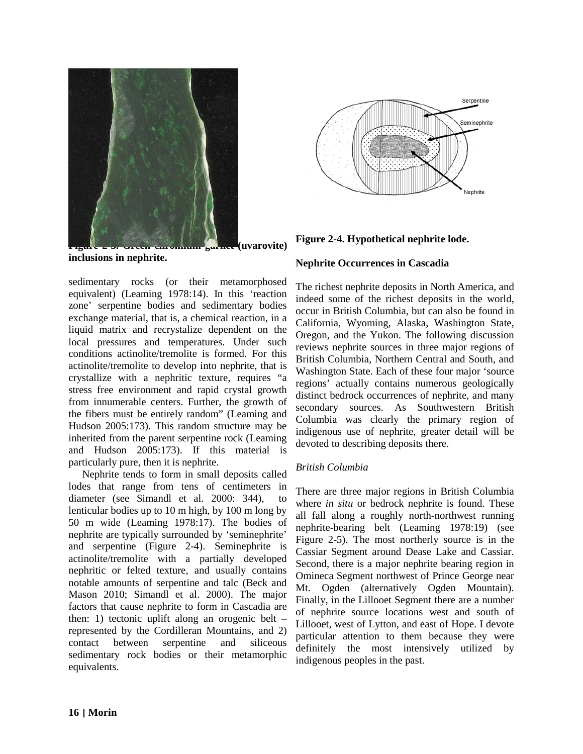**Figure 2-3. Green chromium garnet (uvarovite) inclusions in nephrite.**

**Figure 2-4. Hypothetical nephrite lode.**

sedimentary rocks (or their metamorphosed equivalent) (Leaming 1978:14). In this 'reaction zone' serpentine bodies and sedimentary bodies exchange material, that is, a chemical reaction, in a liquid matrix and recrystalize dependent on the local pressures and temperatures. Under such conditions actinolite/tremolite is formed. For this actinolite/tremolite to develop into nephrite, that is crystallize with a nephritic texture, requires "a stress free environment and rapid crystal growth from innumerable centers. Further, the growth of the fibers must be entirely random" (Leaming and Hudson 2005:173). This random structure may be inherited from the parent serpentine rock (Leaming and Hudson 2005:173). If this material is particularly pure, then it is nephrite.

Nephrite tends to form in small deposits called lodes that range from tens of centimeters in diameter (see Simandl et al. 2000: 344), to lenticular bodies up to 10 m high, by 100 m long by 50 m wide (Leaming 1978:17). The bodies of nephrite are typically surrounded by 'seminephrite' and serpentine (Figure 2-4). Seminephrite is actinolite/tremolite with a partially developed nephritic or felted texture, and usually contains notable amounts of serpentine and talc (Beck and Mason 2010; Simandl et al. 2000). The major factors that cause nephrite to form in Cascadia are then: 1) tectonic uplift along an orogenic belt – represented by the Cordilleran Mountains, and 2) contact between serpentine and siliceous sedimentary rock bodies or their metamorphic equivalents.

### Nephrite Occurrences in Cascadia

The richest nephrite deposits in North America, and indeed some of the richest deposits in the world, occur in British Columbia, but can also be found in California, Wyoming, Alaska, Washington State, Oregon, and the Yukon. The following discussion reviews nephrite sources in three major regions of British Columbia, Northern Central and South, and Washington State. Each of these four major 'source regions' actually contains numerous geologically distinct bedrock occurrences of nephrite, and many secondary sources. As Southwestern British Columbia was clearly the primary region of indigenous use of nephrite, greater detail will be devoted to describing deposits there.

#### *British Columbia*

There are three major regions in British Columbia where *in situ* or bedrock nephrite is found. These all fall along a roughly north-northwest running nephrite-bearing belt (Leaming 1978:19) (see Figure 2-5). The most northerly source is in the Cassiar Segment around Dease Lake and Cassiar. Second, there is a major nephrite bearing region in Omineca Segment northwest of Prince George near Mt. Ogden (alternatively Ogden Mountain). Finally, in the Lillooet Segment there are a number of nephrite source locations west and south of Lillooet, west of Lytton, and east of Hope. I devote particular attention to them because they were definitely the most intensively utilized by indigenous peoples in the past.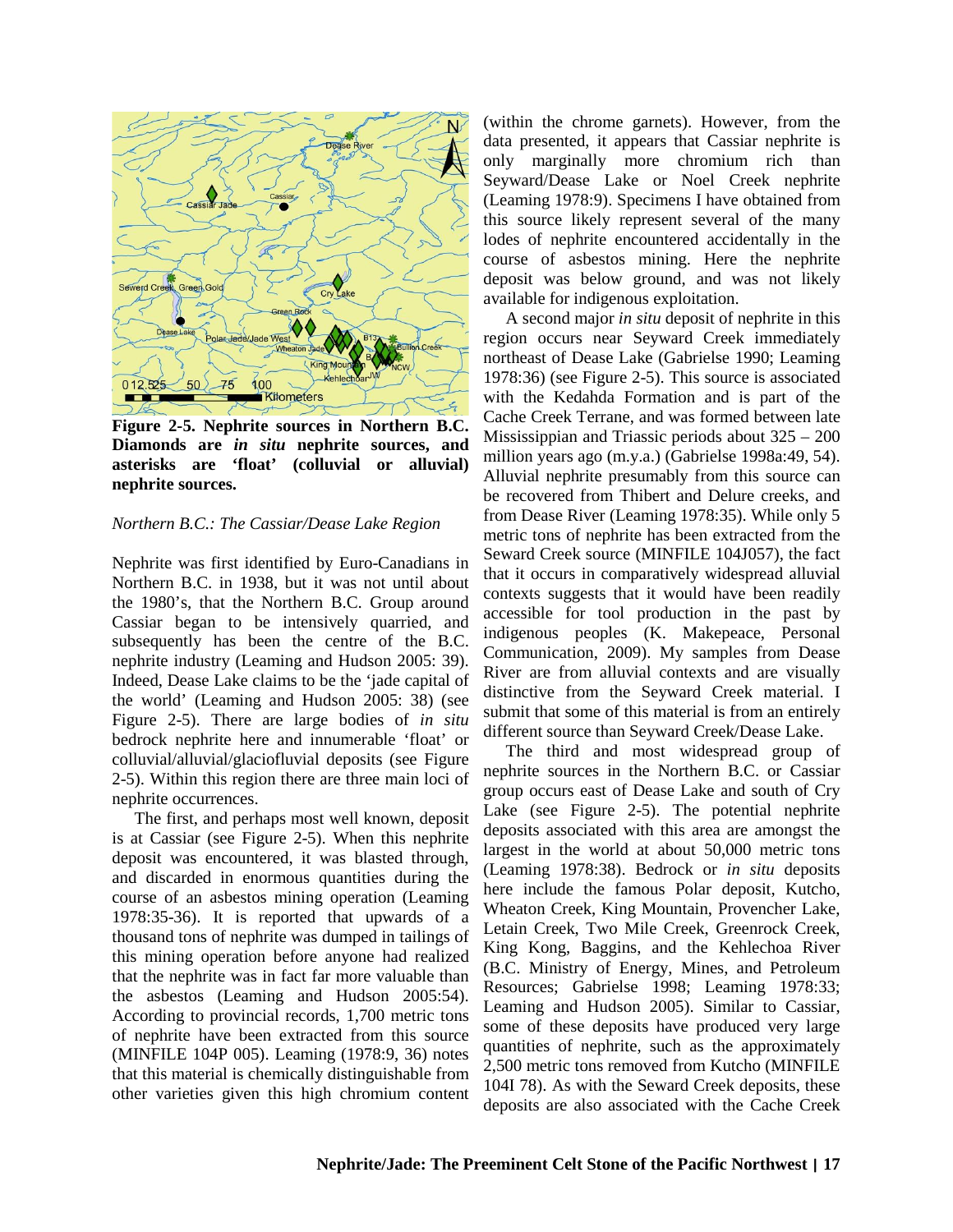**Figure 2-5. Nephrite sources in Northern B.C. Diamonds are *in situ* nephrite sources, and asterisks are 'float' (colluvial or alluvial) nephrite sources.**

*Northern B.C.: The Cassiar/Dease Lake Region*

Nephrite was first identified by Euro-Canadians in Northern B.C. in 1938, but it was not until about the 1980's, that the Northern B.C. Group around Cassiar began to be intensively quarried, and subsequently has been the centre of the B.C. nephrite industry (Leaming and Hudson 2005: 39). Indeed, Dease Lake claims to be the 'jade capital of the world' (Leaming and Hudson 2005: 38) (see Figure 2-5). There are large bodies of *in situ* bedrock nephrite here and innumerable 'float' or colluvial/alluvial/glaciofluvial deposits (see Figure 2-5). Within this region there are three main loci of nephrite occurrences.

The first, and perhaps most well known, deposit is at Cassiar (see Figure 2-5). When this nephrite deposit was encountered, it was blasted through, and discarded in enormous quantities during the course of an asbestos mining operation (Leaming 1978:35-36). It is reported that upwards of a thousand tons of nephrite was dumped in tailings of this mining operation before anyone had realized that the nephrite was in fact far more valuable than the asbestos (Leaming and Hudson 2005:54). According to provincial records, 1,700 metric tons of nephrite have been extracted from this source (MINFILE 104P 005). Leaming (1978:9, 36) notes that this material is chemically distinguishable from other varieties given this high chromium content (within the chrome garnets). However, from the data presented, it appears that Cassiar nephrite is only marginally more chromium rich than Seyward/Dease Lake or Noel Creek nephrite (Leaming 1978:9). Specimens I have obtained from this source likely represent several of the many lodes of nephrite encountered accidentally in the course of asbestos mining. Here the nephrite deposit was below ground, and was not likely available for indigenous exploitation.

A second major *in situ* deposit of nephrite in this region occurs near Seyward Creek immediately northeast of Dease Lake (Gabrielse 1990; Leaming 1978:36) (see Figure 2-5). This source is associated with the Kedahda Formation and is part of the Cache Creek Terrane, and was formed between late Mississippian and Triassic periods about 325 – 200 million years ago (m.y.a.) (Gabrielse 1998a:49, 54). Alluvial nephrite presumably from this source can be recovered from Thibert and Delure creeks, and from Dease River (Leaming 1978:35). While only 5 metric tons of nephrite has been extracted from the Seward Creek source (MINFILE 104J057), the fact that it occurs in comparatively widespread alluvial contexts suggests that it would have been readily accessible for tool production in the past by indigenous peoples (K. Makepeace, Personal Communication, 2009). My samples from Dease River are from alluvial contexts and are visually distinctive from the Seyward Creek material. I submit that some of this material is from an entirely different source than Seyward Creek/Dease Lake.

The third and most widespread group of nephrite sources in the Northern B.C. or Cassiar group occurs east of Dease Lake and south of Cry Lake (see Figure 2-5). The potential nephrite deposits associated with this area are amongst the largest in the world at about 50,000 metric tons (Leaming 1978:38). Bedrock or *in situ* deposits here include the famous Polar deposit, Kutcho, Wheaton Creek, King Mountain, Provencher Lake, Letain Creek, Two Mile Creek, Greenrock Creek, King Kong, Baggins, and the Kehlechoa River (B.C. Ministry of Energy, Mines, and Petroleum Resources; Gabrielse 1998; Leaming 1978:33; Leaming and Hudson 2005). Similar to Cassiar, some of these deposits have produced very large quantities of nephrite, such as the approximately 2,500 metric tons removed from Kutcho (MINFILE 104I 78). As with the Seward Creek deposits, these deposits are also associated with the Cache Creek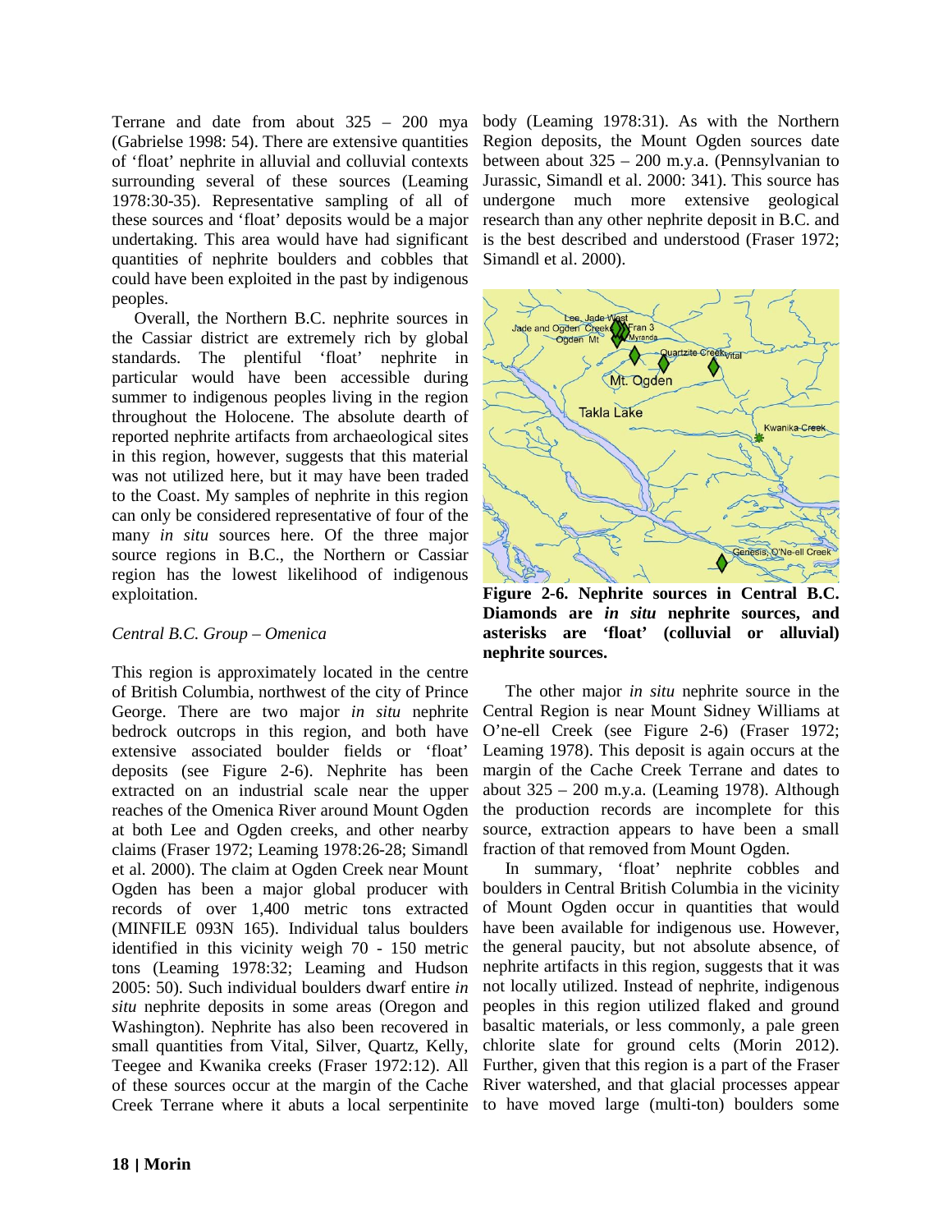Terrane and date from about 325 – 200 mya (Gabrielse 1998: 54). There are extensive quantities of 'float' nephrite in alluvial and colluvial contexts surrounding several of these sources (Leaming 1978:30-35). Representative sampling of all of these sources and 'float' deposits would be a major undertaking. This area would have had significant quantities of nephrite boulders and cobbles that could have been exploited in the past by indigenous peoples.

Overall, the Northern B.C. nephrite sources in the Cassiar district are extremely rich by global standards. The plentiful 'float' nephrite in particular would have been accessible during summer to indigenous peoples living in the region throughout the Holocene. The absolute dearth of reported nephrite artifacts from archaeological sites in this region, however, suggests that this material was not utilized here, but it may have been traded to the Coast. My samples of nephrite in this region can only be considered representative of four of the many *in situ* sources here. Of the three major source regions in B.C., the Northern or Cassiar region has the lowest likelihood of indigenous exploitation.

*Central B.C. Group – Omenica*

This region is approximately located in the centre of British Columbia, northwest of the city of Prince George. There are two major *in situ* nephrite bedrock outcrops in this region, and both have extensive associated boulder fields or 'float' deposits (see Figure 2-6). Nephrite has been extracted on an industrial scale near the upper reaches of the Omenica River around Mount Ogden at both Lee and Ogden creeks, and other nearby claims (Fraser 1972; Leaming 1978:26-28; Simandl et al. 2000). The claim at Ogden Creek near Mount Ogden has been a major global producer with records of over 1,400 metric tons extracted (MINFILE 093N 165). Individual talus boulders identified in this vicinity weigh 70 - 150 metric tons (Leaming 1978:32; Leaming and Hudson 2005: 50). Such individual boulders dwarf entire *in situ* nephrite deposits in some areas (Oregon and Washington). Nephrite has also been recovered in small quantities from Vital, Silver, Quartz, Kelly, Teegee and Kwanika creeks (Fraser 1972:12). All of these sources occur at the margin of the Cache Creek Terrane where it abuts a local serpentinite body (Leaming 1978:31). As with the Northern Region deposits, the Mount Ogden sources date between about 325 – 200 m.y.a. (Pennsylvanian to Jurassic, Simandl et al. 2000: 341). This source has undergone much more extensive geological research than any other nephrite deposit in B.C. and is the best described and understood (Fraser 1972; Simandl et al. 2000).

**Figure 2-6. Nephrite sources in Central B.C. Diamonds are *in situ* nephrite sources, and asterisks are 'float' (colluvial or alluvial) nephrite sources.**

The other major *in situ* nephrite source in the Central Region is near Mount Sidney Williams at O'ne-ell Creek (see Figure 2-6) (Fraser 1972; Leaming 1978). This deposit is again occurs at the margin of the Cache Creek Terrane and dates to about 325 – 200 m.y.a. (Leaming 1978). Although the production records are incomplete for this source, extraction appears to have been a small fraction of that removed from Mount Ogden.

In summary, 'float' nephrite cobbles and boulders in Central British Columbia in the vicinity of Mount Ogden occur in quantities that would have been available for indigenous use. However, the general paucity, but not absolute absence, of nephrite artifacts in this region, suggests that it was not locally utilized. Instead of nephrite, indigenous peoples in this region utilized flaked and ground basaltic materials, or less commonly, a pale green chlorite slate for ground celts (Morin 2012). Further, given that this region is a part of the Fraser River watershed, and that glacial processes appear to have moved large (multi-ton) boulders some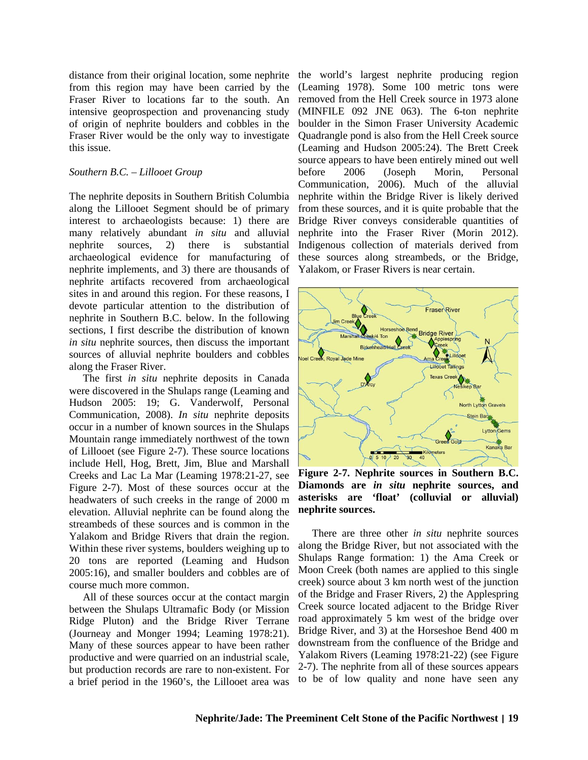distance from their original location, some nephrite from this region may have been carried by the Fraser River to locations far to the south. An intensive geoprospection and provenancing study of origin of nephrite boulders and cobbles in the Fraser River would be the only way to investigate this issue.

*Southern B.C. – Lillooet Group*

The nephrite deposits in Southern British Columbia along the Lillooet Segment should be of primary interest to archaeologists because: 1) there are many relatively abundant *in situ* and alluvial nephrite sources, 2) there is substantial archaeological evidence for manufacturing of nephrite implements, and 3) there are thousands of nephrite artifacts recovered from archaeological sites in and around this region. For these reasons, I devote particular attention to the distribution of nephrite in Southern B.C. below. In the following sections, I first describe the distribution of known *in situ* nephrite sources, then discuss the important sources of alluvial nephrite boulders and cobbles along the Fraser River.

The first *in situ* nephrite deposits in Canada were discovered in the Shulaps range (Leaming and Hudson 2005: 19; G. Vanderwolf, Personal Communication, 2008). *In situ* nephrite deposits occur in a number of known sources in the Shulaps Mountain range immediately northwest of the town of Lillooet (see Figure 2-7). These source locations include Hell, Hog, Brett, Jim, Blue and Marshall Creeks and Lac La Mar (Leaming 1978:21-27, see Figure 2-7). Most of these sources occur at the headwaters of such creeks in the range of 2000 m elevation. Alluvial nephrite can be found along the streambeds of these sources and is common in the Yalakom and Bridge Rivers that drain the region. Within these river systems, boulders weighing up to 20 tons are reported (Leaming and Hudson 2005:16), and smaller boulders and cobbles are of course much more common.

All of these sources occur at the contact margin between the Shulaps Ultramafic Body (or Mission Ridge Pluton) and the Bridge River Terrane (Journeay and Monger 1994; Leaming 1978:21). Many of these sources appear to have been rather productive and were quarried on an industrial scale, but production records are rare to non-existent. For a brief period in the 1960's, the Lillooet area was the world's largest nephrite producing region (Leaming 1978). Some 100 metric tons were removed from the Hell Creek source in 1973 alone (MINFILE 092 JNE 063). The 6-ton nephrite boulder in the Simon Fraser University Academic Quadrangle pond is also from the Hell Creek source (Leaming and Hudson 2005:24). The Brett Creek source appears to have been entirely mined out well before 2006 (Joseph Morin, Personal Communication, 2006). Much of the alluvial nephrite within the Bridge River is likely derived from these sources, and it is quite probable that the Bridge River conveys considerable quantities of nephrite into the Fraser River (Morin 2012). Indigenous collection of materials derived from these sources along streambeds, or the Bridge, Yalakom, or Fraser Rivers is near certain.

**Figure 2-7. Nephrite sources in Southern B.C. Diamonds are *in situ* nephrite sources, and asterisks are 'float' (colluvial or alluvial) nephrite sources.**

There are three other *in situ* nephrite sources along the Bridge River, but not associated with the Shulaps Range formation: 1) the Ama Creek or Moon Creek (both names are applied to this single creek) source about 3 km north west of the junction of the Bridge and Fraser Rivers, 2) the Applespring Creek source located adjacent to the Bridge River road approximately 5 km west of the bridge over Bridge River, and 3) at the Horseshoe Bend 400 m downstream from the confluence of the Bridge and Yalakom Rivers (Leaming 1978:21-22) (see Figure 2-7). The nephrite from all of these sources appears to be of low quality and none have seen any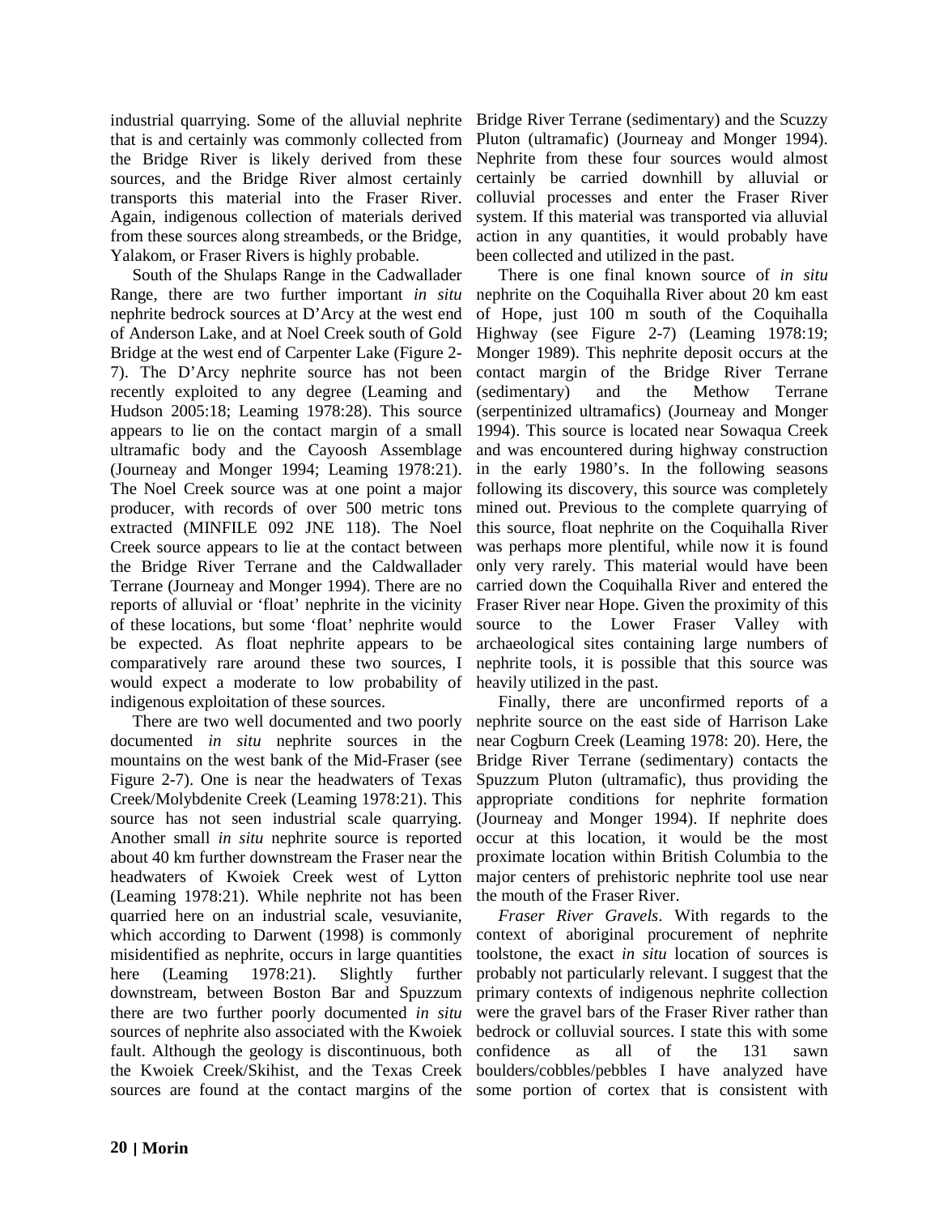industrial quarrying. Some of the alluvial nephrite that is and certainly was commonly collected from the Bridge River is likely derived from these sources, and the Bridge River almost certainly transports this material into the Fraser River. Again, indigenous collection of materials derived from these sources along streambeds, or the Bridge, Yalakom, or Fraser Rivers is highly probable.

South of the Shulaps Range in the Cadwallader Range, there are two further important *in situ* nephrite bedrock sources at D'Arcy at the west end of Anderson Lake, and at Noel Creek south of Gold Bridge at the west end of Carpenter Lake (Figure 2-7). The D'Arcy nephrite source has not been recently exploited to any degree (Leaming and Hudson 2005:18; Leaming 1978:28). This source appears to lie on the contact margin of a small ultramafic body and the Cayoosh Assemblage (Journeay and Monger 1994; Leaming 1978:21). The Noel Creek source was at one point a major producer, with records of over 500 metric tons extracted (MINFILE 092 JNE 118). The Noel Creek source appears to lie at the contact between the Bridge River Terrane and the Caldwallader Terrane (Journeay and Monger 1994). There are no reports of alluvial or 'float' nephrite in the vicinity of these locations, but some 'float' nephrite would be expected. As float nephrite appears to be comparatively rare around these two sources, I would expect a moderate to low probability of indigenous exploitation of these sources.

There are two well documented and two poorly documented *in situ* nephrite sources in the mountains on the west bank of the Mid-Fraser (see Figure 2-7). One is near the headwaters of Texas Creek/Molybdenite Creek (Leaming 1978:21). This source has not seen industrial scale quarrying. Another small *in situ* nephrite source is reported about 40 km further downstream the Fraser near the headwaters of Kwoiek Creek west of Lytton (Leaming 1978:21). While nephrite not has been quarried here on an industrial scale, vesuvianite, which according to Darwent (1998) is commonly misidentified as nephrite, occurs in large quantities here (Leaming 1978:21). Slightly further downstream, between Boston Bar and Spuzzum there are two further poorly documented *in situ* sources of nephrite also associated with the Kwoiek fault. Although the geology is discontinuous, both the Kwoiek Creek/Skihist, and the Texas Creek sources are found at the contact margins of the Bridge River Terrane (sedimentary) and the Scuzzy Pluton (ultramafic) (Journeay and Monger 1994). Nephrite from these four sources would almost certainly be carried downhill by alluvial or colluvial processes and enter the Fraser River system. If this material was transported via alluvial action in any quantities, it would probably have been collected and utilized in the past.

There is one final known source of *in situ* nephrite on the Coquihalla River about 20 km east of Hope, just 100 m south of the Coquihalla Highway (see Figure 2-7) (Leaming 1978:19; Monger 1989). This nephrite deposit occurs at the contact margin of the Bridge River Terrane (sedimentary) and the Methow Terrane (serpentinized ultramafics) (Journeay and Monger 1994). This source is located near Sowaqua Creek and was encountered during highway construction in the early 1980's. In the following seasons following its discovery, this source was completely mined out. Previous to the complete quarrying of this source, float nephrite on the Coquihalla River was perhaps more plentiful, while now it is found only very rarely. This material would have been carried down the Coquihalla River and entered the Fraser River near Hope. Given the proximity of this source to the Lower Fraser Valley with archaeological sites containing large numbers of nephrite tools, it is possible that this source was heavily utilized in the past.

Finally, there are unconfirmed reports of a nephrite source on the east side of Harrison Lake near Cogburn Creek (Leaming 1978: 20). Here, the Bridge River Terrane (sedimentary) contacts the Spuzzum Pluton (ultramafic), thus providing the appropriate conditions for nephrite formation (Journeay and Monger 1994). If nephrite does occur at this location, it would be the most proximate location within British Columbia to the major centers of prehistoric nephrite tool use near the mouth of the Fraser River.

*Fraser River Gravels*. With regards to the context of aboriginal procurement of nephrite toolstone, the exact *in situ* location of sources is probably not particularly relevant. I suggest that the primary contexts of indigenous nephrite collection were the gravel bars of the Fraser River rather than bedrock or colluvial sources. I state this with some confidence as all of the 131 sawn boulders/cobbles/pebbles I have analyzed have some portion of cortex that is consistent with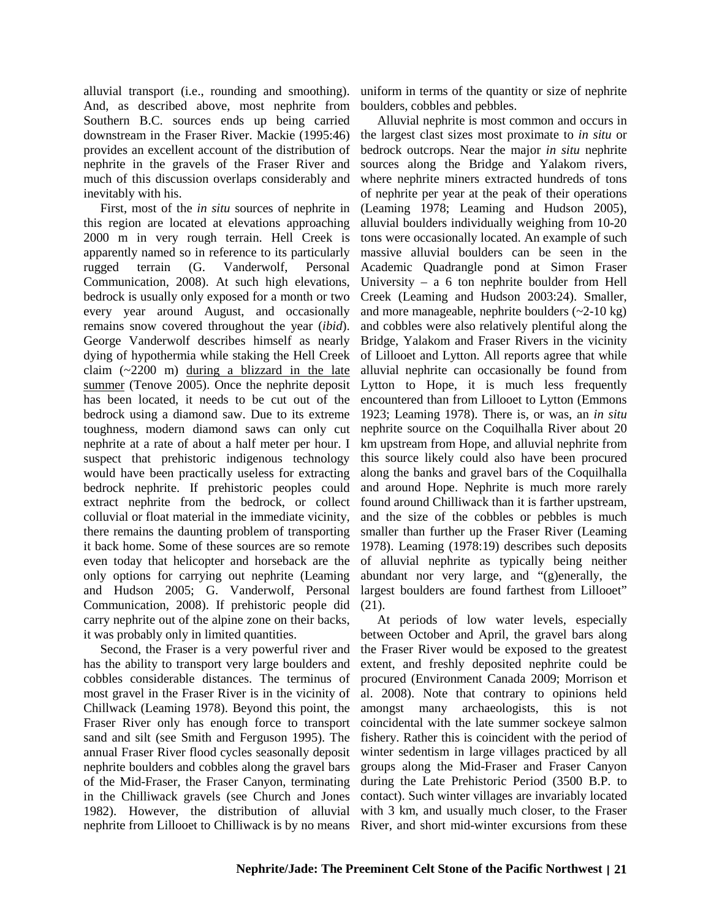alluvial transport (i.e., rounding and smoothing). And, as described above, most nephrite from Southern B.C. sources ends up being carried downstream in the Fraser River. Mackie (1995:46) provides an excellent account of the distribution of nephrite in the gravels of the Fraser River and much of this discussion overlaps considerably and inevitably with his.

First, most of the *in situ* sources of nephrite in this region are located at elevations approaching 2000 m in very rough terrain. Hell Creek is apparently named so in reference to its particularly rugged terrain (G. Vanderwolf, Personal Communication, 2008). At such high elevations, bedrock is usually only exposed for a month or two every year around August, and occasionally remains snow covered throughout the year (*ibid*). George Vanderwolf describes himself as nearly dying of hypothermia while staking the Hell Creek claim (~2200 m) <u>during a blizzard in the late summer</u> (Tenove 2005). Once the nephrite deposit has been located, it needs to be cut out of the bedrock using a diamond saw. Due to its extreme toughness, modern diamond saws can only cut nephrite at a rate of about a half meter per hour. I suspect that prehistoric indigenous technology would have been practically useless for extracting bedrock nephrite. If prehistoric peoples could extract nephrite from the bedrock, or collect colluvial or float material in the immediate vicinity, there remains the daunting problem of transporting it back home. Some of these sources are so remote even today that helicopter and horseback are the only options for carrying out nephrite (Leaming and Hudson 2005; G. Vanderwolf, Personal Communication, 2008). If prehistoric people did carry nephrite out of the alpine zone on their backs, it was probably only in limited quantities.

Second, the Fraser is a very powerful river and has the ability to transport very large boulders and cobbles considerable distances. The terminus of most gravel in the Fraser River is in the vicinity of Chillwack (Leaming 1978). Beyond this point, the Fraser River only has enough force to transport sand and silt (see Smith and Ferguson 1995). The annual Fraser River flood cycles seasonally deposit nephrite boulders and cobbles along the gravel bars of the Mid-Fraser, the Fraser Canyon, terminating in the Chilliwack gravels (see Church and Jones 1982). However, the distribution of alluvial nephrite from Lillooet to Chilliwack is by no means uniform in terms of the quantity or size of nephrite boulders, cobbles and pebbles.

Alluvial nephrite is most common and occurs in the largest clast sizes most proximate to *in situ* or bedrock outcrops. Near the major *in situ* nephrite sources along the Bridge and Yalakom rivers, where nephrite miners extracted hundreds of tons of nephrite per year at the peak of their operations (Leaming 1978; Leaming and Hudson 2005), alluvial boulders individually weighing from 10-20 tons were occasionally located. An example of such massive alluvial boulders can be seen in the Academic Quadrangle pond at Simon Fraser University – a 6 ton nephrite boulder from Hell Creek (Leaming and Hudson 2003:24). Smaller, and more manageable, nephrite boulders (~2-10 kg) and cobbles were also relatively plentiful along the Bridge, Yalakom and Fraser Rivers in the vicinity of Lillooet and Lytton. All reports agree that while alluvial nephrite can occasionally be found from Lytton to Hope, it is much less frequently encountered than from Lillooet to Lytton (Emmons 1923; Leaming 1978). There is, or was, an *in situ* nephrite source on the Coquilhalla River about 20 km upstream from Hope, and alluvial nephrite from this source likely could also have been procured along the banks and gravel bars of the Coquilhalla and around Hope. Nephrite is much more rarely found around Chilliwack than it is farther upstream, and the size of the cobbles or pebbles is much smaller than further up the Fraser River (Leaming 1978). Leaming (1978:19) describes such deposits of alluvial nephrite as typically being neither abundant nor very large, and "(g)enerally, the largest boulders are found farthest from Lillooet" (21).

At periods of low water levels, especially between October and April, the gravel bars along the Fraser River would be exposed to the greatest extent, and freshly deposited nephrite could be procured (Environment Canada 2009; Morrison et al. 2008). Note that contrary to opinions held amongst many archaeologists, this is not coincidental with the late summer sockeye salmon fishery. Rather this is coincident with the period of winter sedentism in large villages practiced by all groups along the Mid-Fraser and Fraser Canyon during the Late Prehistoric Period (3500 B.P. to contact). Such winter villages are invariably located with 3 km, and usually much closer, to the Fraser River, and short mid-winter excursions from these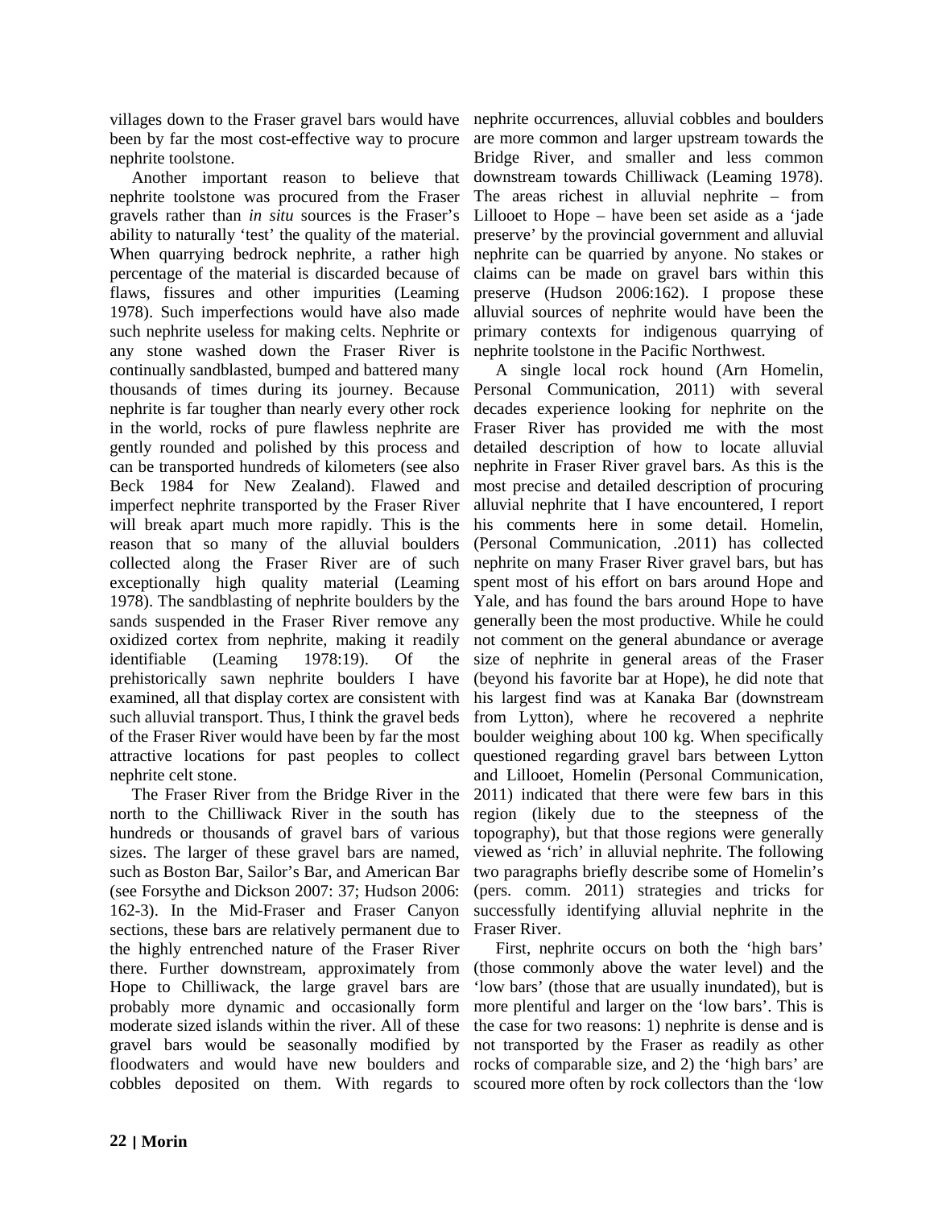villages down to the Fraser gravel bars would have been by far the most cost-effective way to procure nephrite toolstone.

Another important reason to believe that nephrite toolstone was procured from the Fraser gravels rather than *in situ* sources is the Fraser's ability to naturally 'test' the quality of the material. When quarrying bedrock nephrite, a rather high percentage of the material is discarded because of flaws, fissures and other impurities (Leaming 1978). Such imperfections would have also made such nephrite useless for making celts. Nephrite or any stone washed down the Fraser River is continually sandblasted, bumped and battered many thousands of times during its journey. Because nephrite is far tougher than nearly every other rock in the world, rocks of pure flawless nephrite are gently rounded and polished by this process and can be transported hundreds of kilometers (see also Beck 1984 for New Zealand). Flawed and imperfect nephrite transported by the Fraser River will break apart much more rapidly. This is the reason that so many of the alluvial boulders collected along the Fraser River are of such exceptionally high quality material (Leaming 1978). The sandblasting of nephrite boulders by the sands suspended in the Fraser River remove any oxidized cortex from nephrite, making it readily identifiable (Leaming 1978:19). Of the prehistorically sawn nephrite boulders I have examined, all that display cortex are consistent with such alluvial transport. Thus, I think the gravel beds of the Fraser River would have been by far the most attractive locations for past peoples to collect nephrite celt stone.

The Fraser River from the Bridge River in the north to the Chilliwack River in the south has hundreds or thousands of gravel bars of various sizes. The larger of these gravel bars are named, such as Boston Bar, Sailor's Bar, and American Bar (see Forsythe and Dickson 2007: 37; Hudson 2006: 162-3). In the Mid-Fraser and Fraser Canyon sections, these bars are relatively permanent due to the highly entrenched nature of the Fraser River there. Further downstream, approximately from Hope to Chilliwack, the large gravel bars are probably more dynamic and occasionally form moderate sized islands within the river. All of these gravel bars would be seasonally modified by floodwaters and would have new boulders and cobbles deposited on them. With regards to nephrite occurrences, alluvial cobbles and boulders are more common and larger upstream towards the Bridge River, and smaller and less common downstream towards Chilliwack (Leaming 1978). The areas richest in alluvial nephrite – from Lillooet to Hope – have been set aside as a 'jade preserve' by the provincial government and alluvial nephrite can be quarried by anyone. No stakes or claims can be made on gravel bars within this preserve (Hudson 2006:162). I propose these alluvial sources of nephrite would have been the primary contexts for indigenous quarrying of nephrite toolstone in the Pacific Northwest.

A single local rock hound (Arn Homelin, Personal Communication, 2011) with several decades experience looking for nephrite on the Fraser River has provided me with the most detailed description of how to locate alluvial nephrite in Fraser River gravel bars. As this is the most precise and detailed description of procuring alluvial nephrite that I have encountered, I report his comments here in some detail. Homelin, (Personal Communication, .2011) has collected nephrite on many Fraser River gravel bars, but has spent most of his effort on bars around Hope and Yale, and has found the bars around Hope to have generally been the most productive. While he could not comment on the general abundance or average size of nephrite in general areas of the Fraser (beyond his favorite bar at Hope), he did note that his largest find was at Kanaka Bar (downstream from Lytton), where he recovered a nephrite boulder weighing about 100 kg. When specifically questioned regarding gravel bars between Lytton and Lillooet, Homelin (Personal Communication, 2011) indicated that there were few bars in this region (likely due to the steepness of the topography), but that those regions were generally viewed as 'rich' in alluvial nephrite. The following two paragraphs briefly describe some of Homelin's (pers. comm. 2011) strategies and tricks for successfully identifying alluvial nephrite in the Fraser River.

First, nephrite occurs on both the 'high bars' (those commonly above the water level) and the 'low bars' (those that are usually inundated), but is more plentiful and larger on the 'low bars'. This is the case for two reasons: 1) nephrite is dense and is not transported by the Fraser as readily as other rocks of comparable size, and 2) the 'high bars' are scoured more often by rock collectors than the 'low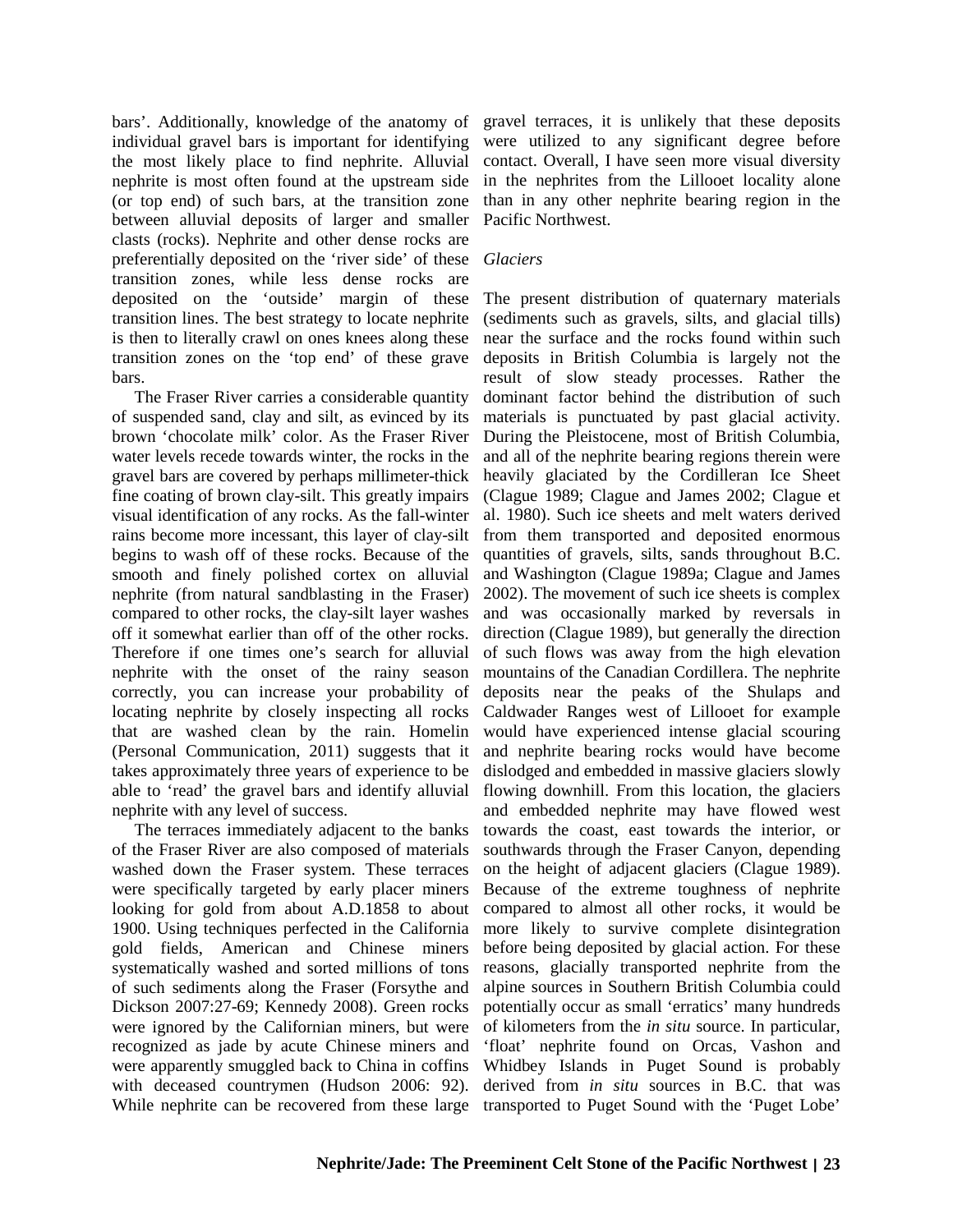bars'. Additionally, knowledge of the anatomy of individual gravel bars is important for identifying the most likely place to find nephrite. Alluvial nephrite is most often found at the upstream side (or top end) of such bars, at the transition zone between alluvial deposits of larger and smaller clasts (rocks). Nephrite and other dense rocks are preferentially deposited on the 'river side' of these transition zones, while less dense rocks are deposited on the 'outside' margin of these transition lines. The best strategy to locate nephrite is then to literally crawl on ones knees along these transition zones on the 'top end' of these grave bars.

The Fraser River carries a considerable quantity of suspended sand, clay and silt, as evinced by its brown 'chocolate milk' color. As the Fraser River water levels recede towards winter, the rocks in the gravel bars are covered by perhaps millimeter-thick fine coating of brown clay-silt. This greatly impairs visual identification of any rocks. As the fall-winter rains become more incessant, this layer of clay-silt begins to wash off of these rocks. Because of the smooth and finely polished cortex on alluvial nephrite (from natural sandblasting in the Fraser) compared to other rocks, the clay-silt layer washes off it somewhat earlier than off of the other rocks. Therefore if one times one's search for alluvial nephrite with the onset of the rainy season correctly, you can increase your probability of locating nephrite by closely inspecting all rocks that are washed clean by the rain. Homelin (Personal Communication, 2011) suggests that it takes approximately three years of experience to be able to 'read' the gravel bars and identify alluvial nephrite with any level of success.

The terraces immediately adjacent to the banks of the Fraser River are also composed of materials washed down the Fraser system. These terraces were specifically targeted by early placer miners looking for gold from about A.D.1858 to about 1900. Using techniques perfected in the California gold fields, American and Chinese miners systematically washed and sorted millions of tons of such sediments along the Fraser (Forsythe and Dickson 2007:27-69; Kennedy 2008). Green rocks were ignored by the Californian miners, but were recognized as jade by acute Chinese miners and were apparently smuggled back to China in coffins with deceased countrymen (Hudson 2006: 92). While nephrite can be recovered from these large gravel terraces, it is unlikely that these deposits were utilized to any significant degree before contact. Overall, I have seen more visual diversity in the nephrites from the Lillooet locality alone than in any other nephrite bearing region in the Pacific Northwest.

*Glaciers*

The present distribution of quaternary materials (sediments such as gravels, silts, and glacial tills) near the surface and the rocks found within such deposits in British Columbia is largely not the result of slow steady processes. Rather the dominant factor behind the distribution of such materials is punctuated by past glacial activity. During the Pleistocene, most of British Columbia, and all of the nephrite bearing regions therein were heavily glaciated by the Cordilleran Ice Sheet (Clague 1989; Clague and James 2002; Clague et al. 1980). Such ice sheets and melt waters derived from them transported and deposited enormous quantities of gravels, silts, sands throughout B.C. and Washington (Clague 1989a; Clague and James 2002). The movement of such ice sheets is complex and was occasionally marked by reversals in direction (Clague 1989), but generally the direction of such flows was away from the high elevation mountains of the Canadian Cordillera. The nephrite deposits near the peaks of the Shulaps and Caldwader Ranges west of Lillooet for example would have experienced intense glacial scouring and nephrite bearing rocks would have become dislodged and embedded in massive glaciers slowly flowing downhill. From this location, the glaciers and embedded nephrite may have flowed west towards the coast, east towards the interior, or southwards through the Fraser Canyon, depending on the height of adjacent glaciers (Clague 1989). Because of the extreme toughness of nephrite compared to almost all other rocks, it would be more likely to survive complete disintegration before being deposited by glacial action. For these reasons, glacially transported nephrite from the alpine sources in Southern British Columbia could potentially occur as small 'erratics' many hundreds of kilometers from the *in situ* source. In particular, 'float' nephrite found on Orcas, Vashon and Whidbey Islands in Puget Sound is probably derived from *in situ* sources in B.C. that was transported to Puget Sound with the 'Puget Lobe'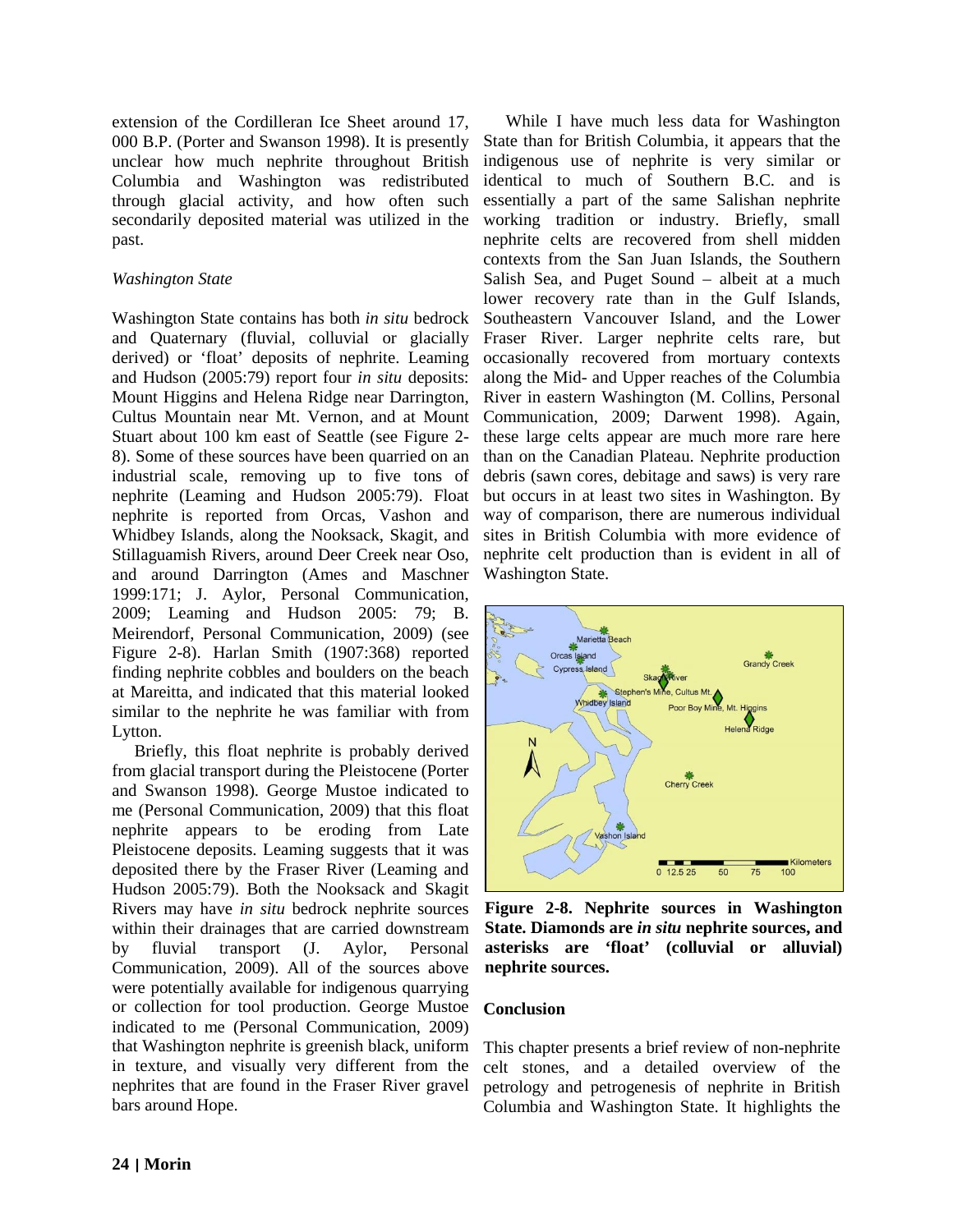extension of the Cordilleran Ice Sheet around 17, 000 B.P. (Porter and Swanson 1998). It is presently unclear how much nephrite throughout British Columbia and Washington was redistributed through glacial activity, and how often such secondarily deposited material was utilized in the past.

### *Washington State*

Washington State contains has both *in situ* bedrock and Quaternary (fluvial, colluvial or glacially derived) or 'float' deposits of nephrite. Leaming and Hudson (2005:79) report four *in situ* deposits: Mount Higgins and Helena Ridge near Darrington, Cultus Mountain near Mt. Vernon, and at Mount Stuart about 100 km east of Seattle (see Figure 2-8). Some of these sources have been quarried on an industrial scale, removing up to five tons of nephrite (Leaming and Hudson 2005:79). Float nephrite is reported from Orcas, Vashon and Whidbey Islands, along the Nooksack, Skagit, and Stillaguamish Rivers, around Deer Creek near Oso, and around Darrington (Ames and Maschner 1999:171; J. Aylor, Personal Communication, 2009; Leaming and Hudson 2005: 79; B. Meirendorf, Personal Communication, 2009) (see Figure 2-8). Harlan Smith (1907:368) reported finding nephrite cobbles and boulders on the beach at Mareitta, and indicated that this material looked similar to the nephrite he was familiar with from Lytton.

Briefly, this float nephrite is probably derived from glacial transport during the Pleistocene (Porter and Swanson 1998). George Mustoe indicated to me (Personal Communication, 2009) that this float nephrite appears to be eroding from Late Pleistocene deposits. Leaming suggests that it was deposited there by the Fraser River (Leaming and Hudson 2005:79). Both the Nooksack and Skagit Rivers may have *in situ* bedrock nephrite sources within their drainages that are carried downstream by fluvial transport (J. Aylor, Personal Communication, 2009). All of the sources above were potentially available for indigenous quarrying or collection for tool production. George Mustoe indicated to me (Personal Communication, 2009) that Washington nephrite is greenish black, uniform in texture, and visually very different from the nephrites that are found in the Fraser River gravel bars around Hope.

While I have much less data for Washington State than for British Columbia, it appears that the indigenous use of nephrite is very similar or identical to much of Southern B.C. and is essentially a part of the same Salishan nephrite working tradition or industry. Briefly, small nephrite celts are recovered from shell midden contexts from the San Juan Islands, the Southern Salish Sea, and Puget Sound – albeit at a much lower recovery rate than in the Gulf Islands, Southeastern Vancouver Island, and the Lower Fraser River. Larger nephrite celts rare, but occasionally recovered from mortuary contexts along the Mid- and Upper reaches of the Columbia River in eastern Washington (M. Collins, Personal Communication, 2009; Darwent 1998). Again, these large celts appear are much more rare here than on the Canadian Plateau. Nephrite production debris (sawn cores, debitage and saws) is very rare but occurs in at least two sites in Washington. By way of comparison, there are numerous individual sites in British Columbia with more evidence of nephrite celt production than is evident in all of Washington State.

**Figure 2-8. Nephrite sources in Washington State. Diamonds are *in situ* nephrite sources, and asterisks are 'float' (colluvial or alluvial) nephrite sources.**

### Conclusion

This chapter presents a brief review of non-nephrite celt stones, and a detailed overview of the petrology and petrogenesis of nephrite in British Columbia and Washington State. It highlights the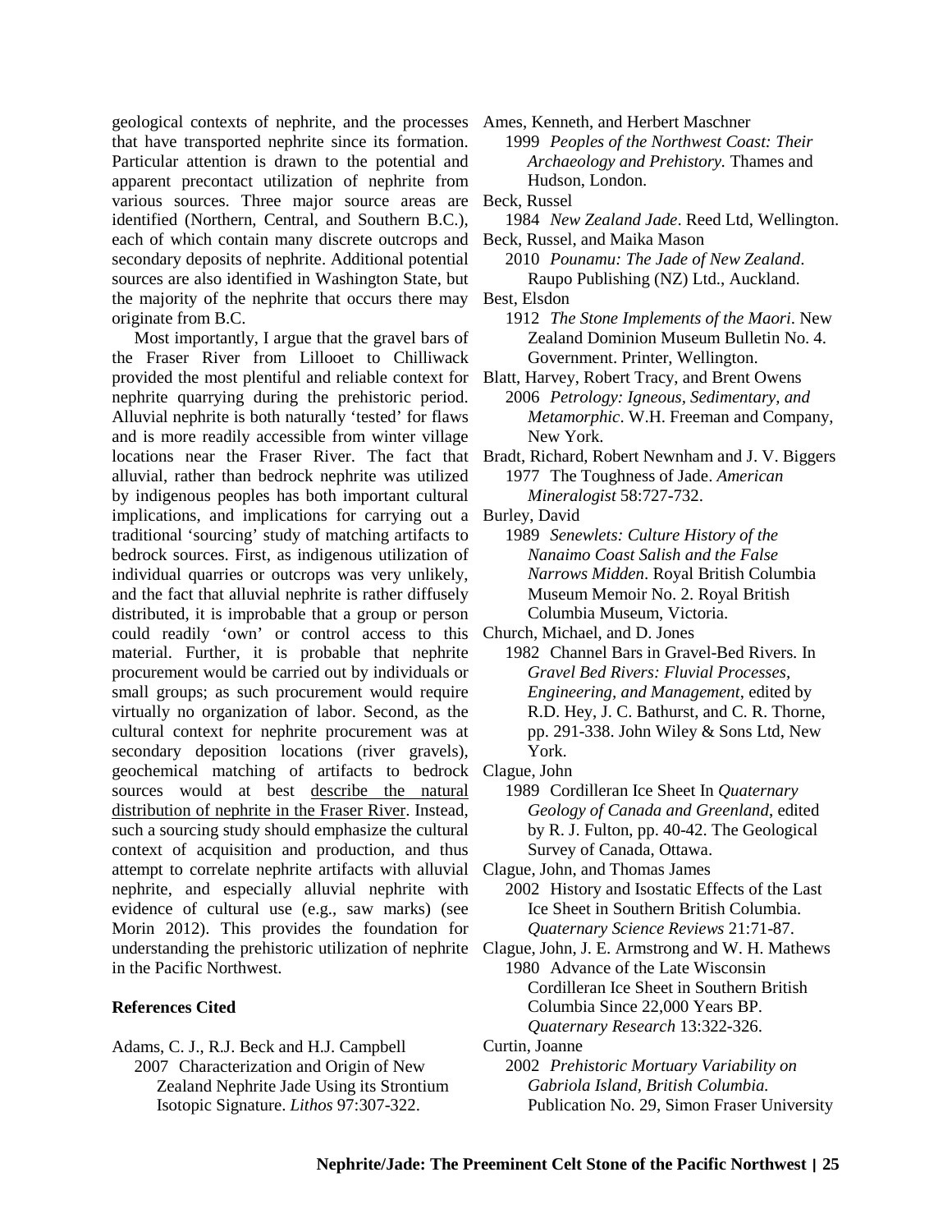geological contexts of nephrite, and the processes that have transported nephrite since its formation. Particular attention is drawn to the potential and apparent precontact utilization of nephrite from various sources. Three major source areas are identified (Northern, Central, and Southern B.C.), each of which contain many discrete outcrops and secondary deposits of nephrite. Additional potential sources are also identified in Washington State, but the majority of the nephrite that occurs there may originate from B.C.

Most importantly, I argue that the gravel bars of the Fraser River from Lillooet to Chilliwack provided the most plentiful and reliable context for nephrite quarrying during the prehistoric period. Alluvial nephrite is both naturally 'tested' for flaws and is more readily accessible from winter village locations near the Fraser River. The fact that alluvial, rather than bedrock nephrite was utilized by indigenous peoples has both important cultural implications, and implications for carrying out a traditional 'sourcing' study of matching artifacts to bedrock sources. First, as indigenous utilization of individual quarries or outcrops was very unlikely, and the fact that alluvial nephrite is rather diffusely distributed, it is improbable that a group or person could readily 'own' or control access to this material. Further, it is probable that nephrite procurement would be carried out by individuals or small groups; as such procurement would require virtually no organization of labor. Second, as the cultural context for nephrite procurement was at secondary deposition locations (river gravels), geochemical matching of artifacts to bedrock sources would at best <u>describe the natural distribution of nephrite in the Fraser River</u>. Instead, such a sourcing study should emphasize the cultural context of acquisition and production, and thus attempt to correlate nephrite artifacts with alluvial nephrite, and especially alluvial nephrite with evidence of cultural use (e.g., saw marks) (see Morin 2012). This provides the foundation for understanding the prehistoric utilization of nephrite in the Pacific Northwest.

### References Cited

Adams, C. J., R.J. Beck and H.J. Campbell
2007 Characterization and Origin of New Zealand Nephrite Jade Using its Strontium Isotopic Signature. *Lithos* 97:307-322.

Ames, Kenneth, and Herbert Maschner
1999 *Peoples of the Northwest Coast: Their Archaeology and Prehistory.* Thames and Hudson, London.

Beck, Russel
1984 *New Zealand Jade*. Reed Ltd, Wellington.

Beck, Russel, and Maika Mason
2010 *Pounamu: The Jade of New Zealand*. Raupo Publishing (NZ) Ltd., Auckland.

Best, Elsdon
1912 *The Stone Implements of the Maori*. New Zealand Dominion Museum Bulletin No. 4. Government. Printer, Wellington.

Blatt, Harvey, Robert Tracy, and Brent Owens
2006 *Petrology: Igneous, Sedimentary, and Metamorphic*. W.H. Freeman and Company, New York.

Bradt, Richard, Robert Newnham and J. V. Biggers
1977 The Toughness of Jade. *American Mineralogist* 58:727-732.

Burley, David
1989 *Senewlets: Culture History of the Nanaimo Coast Salish and the False Narrows Midden*. Royal British Columbia Museum Memoir No. 2. Royal British Columbia Museum, Victoria.

Church, Michael, and D. Jones
1982 Channel Bars in Gravel-Bed Rivers. In *Gravel Bed Rivers: Fluvial Processes, Engineering, and Management*, edited by R.D. Hey, J. C. Bathurst, and C. R. Thorne, pp. 291-338. John Wiley & Sons Ltd, New York.

Clague, John
1989 Cordilleran Ice Sheet In *Quaternary Geology of Canada and Greenland*, edited by R. J. Fulton, pp. 40-42. The Geological Survey of Canada, Ottawa.

Clague, John, and Thomas James
2002 History and Isostatic Effects of the Last Ice Sheet in Southern British Columbia. *Quaternary Science Reviews* 21:71-87.

Clague, John, J. E. Armstrong and W. H. Mathews
1980 Advance of the Late Wisconsin Cordilleran Ice Sheet in Southern British Columbia Since 22,000 Years BP. *Quaternary Research* 13:322-326.

Curtin, Joanne
2002 *Prehistoric Mortuary Variability on Gabriola Island, British Columbia.* Publication No. 29, Simon Fraser University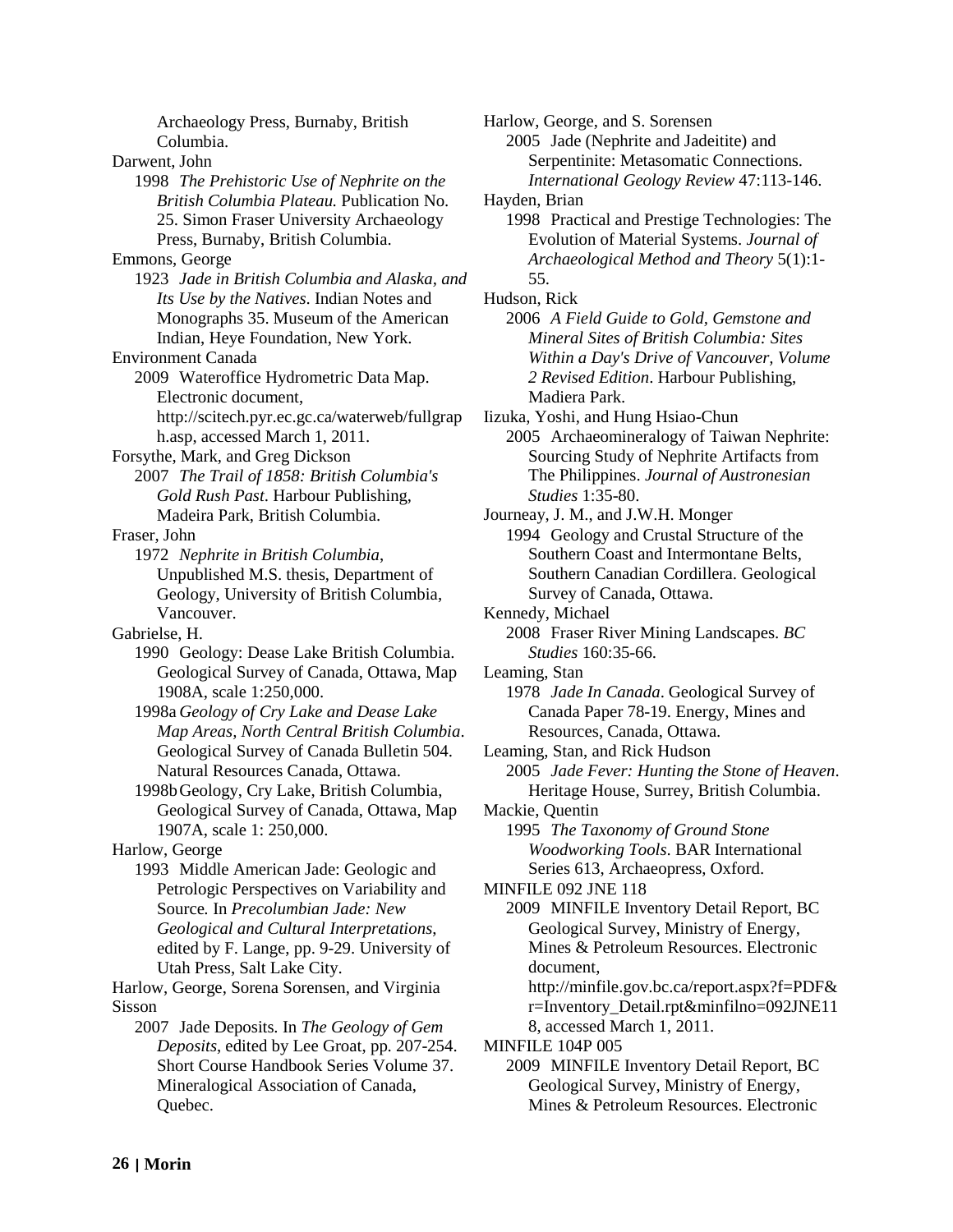Archaeology Press, Burnaby, British Columbia.

Darwent, John
1998 *The Prehistoric Use of Nephrite on the British Columbia Plateau.* Publication No. 25. Simon Fraser University Archaeology Press, Burnaby, British Columbia.

Emmons, George
1923 *Jade in British Columbia and Alaska, and Its Use by the Natives*. Indian Notes and Monographs 35. Museum of the American Indian, Heye Foundation, New York.

Environment Canada
2009 Wateroffice Hydrometric Data Map. Electronic document, http://scitech.pyr.ec.gc.ca/waterweb/fullgraph.asp, accessed March 1, 2011.

Forsythe, Mark, and Greg Dickson
2007 *The Trail of 1858: British Columbia's Gold Rush Past*. Harbour Publishing, Madeira Park, British Columbia.

Fraser, John
1972 *Nephrite in British Columbia*, Unpublished M.S. thesis, Department of Geology, University of British Columbia, Vancouver.

Gabrielse, H.
1990 Geology: Dease Lake British Columbia. Geological Survey of Canada, Ottawa, Map 1908A, scale 1:250,000.
1998a *Geology of Cry Lake and Dease Lake Map Areas, North Central British Columbia*. Geological Survey of Canada Bulletin 504. Natural Resources Canada, Ottawa.
1998b Geology, Cry Lake, British Columbia, Geological Survey of Canada, Ottawa, Map 1907A, scale 1: 250,000.

Harlow, George
1993 Middle American Jade: Geologic and Petrologic Perspectives on Variability and Source. In *Precolumbian Jade: New Geological and Cultural Interpretations*, edited by F. Lange, pp. 9-29. University of Utah Press, Salt Lake City.

Harlow, George, Sorena Sorensen, and Virginia Sisson
2007 Jade Deposits. In *The Geology of Gem Deposits*, edited by Lee Groat, pp. 207-254. Short Course Handbook Series Volume 37. Mineralogical Association of Canada, Quebec.

Harlow, George, and S. Sorensen
2005 Jade (Nephrite and Jadeitite) and Serpentinite: Metasomatic Connections. *International Geology Review* 47:113-146.

Hayden, Brian
1998 Practical and Prestige Technologies: The Evolution of Material Systems. *Journal of Archaeological Method and Theory* 5(1):1-55.

Hudson, Rick
2006 *A Field Guide to Gold, Gemstone and Mineral Sites of British Columbia: Sites Within a Day's Drive of Vancouver, Volume 2 Revised Edition*. Harbour Publishing, Madiera Park.

Iizuka, Yoshi, and Hung Hsiao-Chun
2005 Archaeomineralogy of Taiwan Nephrite: Sourcing Study of Nephrite Artifacts from The Philippines. *Journal of Austronesian Studies* 1:35-80.

Journeay, J. M., and J.W.H. Monger
1994 Geology and Crustal Structure of the Southern Coast and Intermontane Belts, Southern Canadian Cordillera. Geological Survey of Canada, Ottawa.

Kennedy, Michael
2008 Fraser River Mining Landscapes. *BC Studies* 160:35-66.

Leaming, Stan
1978 *Jade In Canada*. Geological Survey of Canada Paper 78-19. Energy, Mines and Resources, Canada, Ottawa.

Leaming, Stan, and Rick Hudson
2005 *Jade Fever: Hunting the Stone of Heaven*. Heritage House, Surrey, British Columbia.

Mackie, Quentin
1995 *The Taxonomy of Ground Stone Woodworking Tools*. BAR International Series 613, Archaeopress, Oxford.

MINFILE 092 JNE 118
2009 MINFILE Inventory Detail Report, BC Geological Survey, Ministry of Energy, Mines & Petroleum Resources. Electronic document, http://minfile.gov.bc.ca/report.aspx?f=PDF&r=Inventory_Detail.rpt&minfilno=092JNE118, accessed March 1, 2011.

MINFILE 104P 005
2009 MINFILE Inventory Detail Report, BC Geological Survey, Ministry of Energy, Mines & Petroleum Resources. Electronic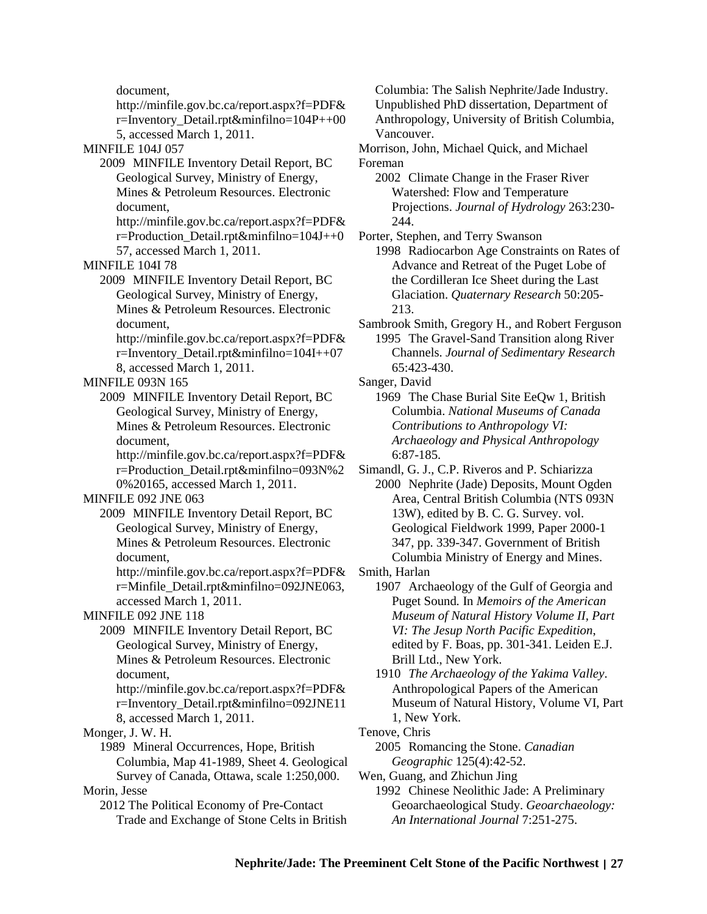document, http://minfile.gov.bc.ca/report.aspx?f=PDF&r=Inventory_Detail.rpt&minfilno=104P++005, accessed March 1, 2011.

MINFILE 104J 057
2009 MINFILE Inventory Detail Report, BC Geological Survey, Ministry of Energy, Mines & Petroleum Resources. Electronic document, http://minfile.gov.bc.ca/report.aspx?f=PDF&r=Production_Detail.rpt&minfilno=104J++057, accessed March 1, 2011.

MINFILE 104I 78
2009 MINFILE Inventory Detail Report, BC Geological Survey, Ministry of Energy, Mines & Petroleum Resources. Electronic document, http://minfile.gov.bc.ca/report.aspx?f=PDF&r=Inventory_Detail.rpt&minfilno=104I++078, accessed March 1, 2011.

MINFILE 093N 165
2009 MINFILE Inventory Detail Report, BC Geological Survey, Ministry of Energy, Mines & Petroleum Resources. Electronic document, http://minfile.gov.bc.ca/report.aspx?f=PDF&r=Production_Detail.rpt&minfilno=093N%20%20165, accessed March 1, 2011.

MINFILE 092 JNE 063
2009 MINFILE Inventory Detail Report, BC Geological Survey, Ministry of Energy, Mines & Petroleum Resources. Electronic document, http://minfile.gov.bc.ca/report.aspx?f=PDF&r=Minfile_Detail.rpt&minfilno=092JNE063, accessed March 1, 2011.

MINFILE 092 JNE 118
2009 MINFILE Inventory Detail Report, BC Geological Survey, Ministry of Energy, Mines & Petroleum Resources. Electronic document, http://minfile.gov.bc.ca/report.aspx?f=PDF&r=Inventory_Detail.rpt&minfilno=092JNE118, accessed March 1, 2011.

Monger, J. W. H.
1989 Mineral Occurrences, Hope, British Columbia, Map 41-1989, Sheet 4. Geological Survey of Canada, Ottawa, scale 1:250,000.

Morin, Jesse
2012 The Political Economy of Pre-Contact Trade and Exchange of Stone Celts in British Columbia: The Salish Nephrite/Jade Industry. Unpublished PhD dissertation, Department of Anthropology, University of British Columbia, Vancouver.

Morrison, John, Michael Quick, and Michael Foreman
2002 Climate Change in the Fraser River Watershed: Flow and Temperature Projections. *Journal of Hydrology* 263:230-244.

Porter, Stephen, and Terry Swanson
1998 Radiocarbon Age Constraints on Rates of Advance and Retreat of the Puget Lobe of the Cordilleran Ice Sheet during the Last Glaciation. *Quaternary Research* 50:205-213.

Sambrook Smith, Gregory H., and Robert Ferguson
1995 The Gravel-Sand Transition along River Channels. *Journal of Sedimentary Research* 65:423-430.

Sanger, David
1969 The Chase Burial Site EeQw 1, British Columbia. *National Museums of Canada Contributions to Anthropology VI: Archaeology and Physical Anthropology* 6:87-185.

Simandl, G. J., C.P. Riveros and P. Schiarizza
2000 Nephrite (Jade) Deposits, Mount Ogden Area, Central British Columbia (NTS 093N 13W), edited by B. C. G. Survey. vol. Geological Fieldwork 1999, Paper 2000-1 347, pp. 339-347. Government of British Columbia Ministry of Energy and Mines.

Smith, Harlan
1907 Archaeology of the Gulf of Georgia and Puget Sound. In *Memoirs of the American Museum of Natural History Volume II, Part VI: The Jesup North Pacific Expedition*, edited by F. Boas, pp. 301-341. Leiden E.J. Brill Ltd., New York.

1910 *The Archaeology of the Yakima Valley*. Anthropological Papers of the American Museum of Natural History, Volume VI, Part 1, New York.

Tenove, Chris
2005 Romancing the Stone. *Canadian Geographic* 125(4):42-52.

Wen, Guang, and Zhichun Jing
1992 Chinese Neolithic Jade: A Preliminary Geoarchaeological Study. *Geoarchaeology: An International Journal* 7:251-275.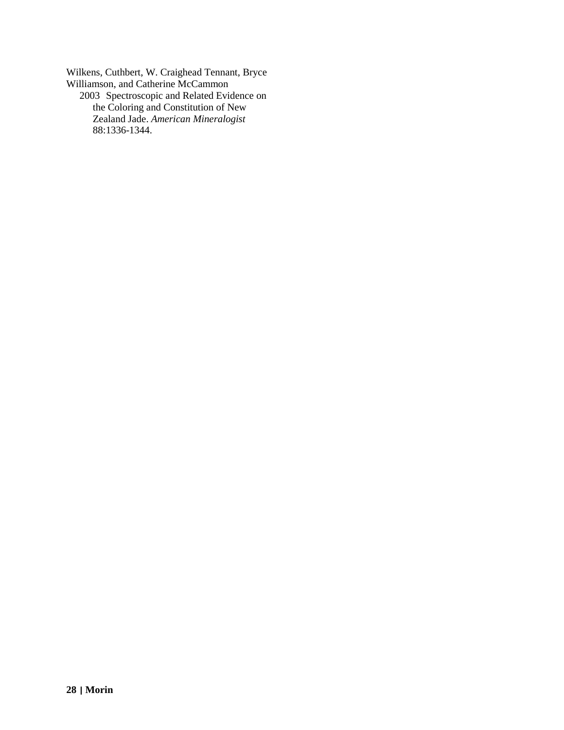Wilkens, Cuthbert, W. Craighead Tennant, Bryce Williamson, and Catherine McCammon
2003 Spectroscopic and Related Evidence on the Coloring and Constitution of New Zealand Jade. *American Mineralogist* 88:1336-1344.